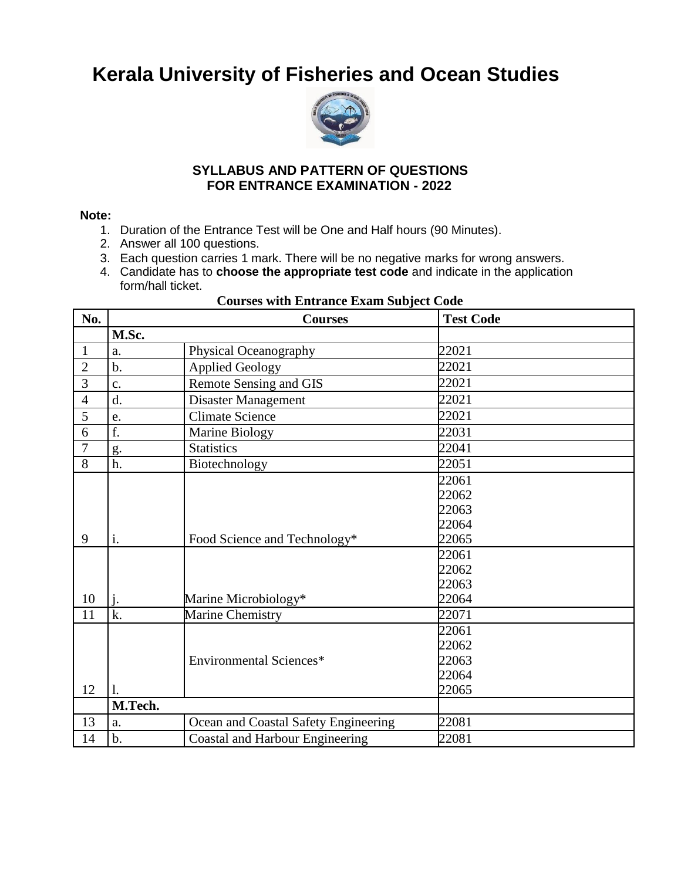# Kerala University of Fisheries and Ocean Studies

### SYLLABUS AND PATTERN OF QUESTIONS FOR ENTRANCE EXAMINATION - 2022

**Note:**

1. Duration of the Entrance Test will be One and Half hours (90 Minutes).
2. Answer all 100 questions.
3. Each question carries 1 mark. There will be no negative marks for wrong answers.
4. Candidate has to **choose the appropriate test code** and indicate in the application form/hall ticket.

**Courses with Entrance Exam Subject Code**

| No. | Courses | | Test Code |
|---|---|---|---|
| | **M.Sc.** | | |
| 1 | a. | Physical Oceanography | 22021 |
| 2 | b. | Applied Geology | 22021 |
| 3 | c. | Remote Sensing and GIS | 22021 |
| 4 | d. | Disaster Management | 22021 |
| 5 | e. | Climate Science | 22021 |
| 6 | f. | Marine Biology | 22031 |
| 7 | g. | Statistics | 22041 |
| 8 | h. | Biotechnology | 22051 |
| 9 | i. | Food Science and Technology* | 22061<br>22062<br>22063<br>22064<br>22065 |
| 10 | j. | Marine Microbiology* | 22061<br>22062<br>22063<br>22064 |
| 11 | k. | Marine Chemistry | 22071 |
| 12 | l. | Environmental Sciences* | 22061<br>22062<br>22063<br>22064<br>22065 |
| | **M.Tech.** | | |
| 13 | a. | Ocean and Coastal Safety Engineering | 22081 |
| 14 | b. | Coastal and Harbour Engineering | 22081 |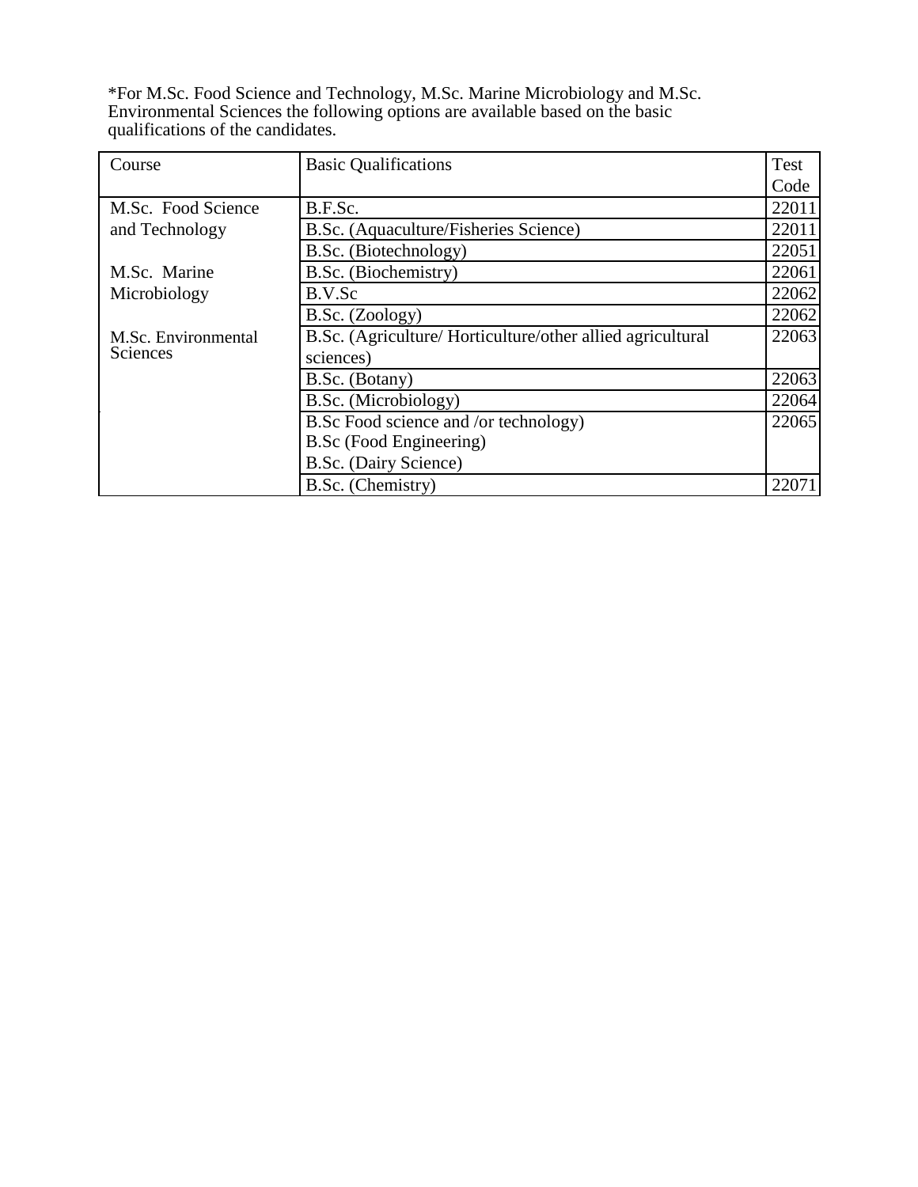*For M.Sc. Food Science and Technology, M.Sc. Marine Microbiology and M.Sc. Environmental Sciences the following options are available based on the basic qualifications of the candidates.

| Course | Basic Qualifications | Test Code |
| --- | --- | --- |
| M.Sc. Food Science and Technology | B.F.Sc. | 22011 |
| | B.Sc. (Aquaculture/Fisheries Science) | 22011 |
| | B.Sc. (Biotechnology) | 22051 |
| M.Sc. Marine Microbiology | B.Sc. (Biochemistry) | 22061 |
| | B.V.Sc | 22062 |
| | B.Sc. (Zoology) | 22062 |
| M.Sc. Environmental Sciences | B.Sc. (Agriculture/ Horticulture/other allied agricultural sciences) | 22063 |
| | B.Sc. (Botany) | 22063 |
| | B.Sc. (Microbiology) | 22064 |
| | B.Sc Food science and /or technology)<br>B.Sc (Food Engineering)<br>B.Sc. (Dairy Science) | 22065 |
| | B.Sc. (Chemistry) | 22071 |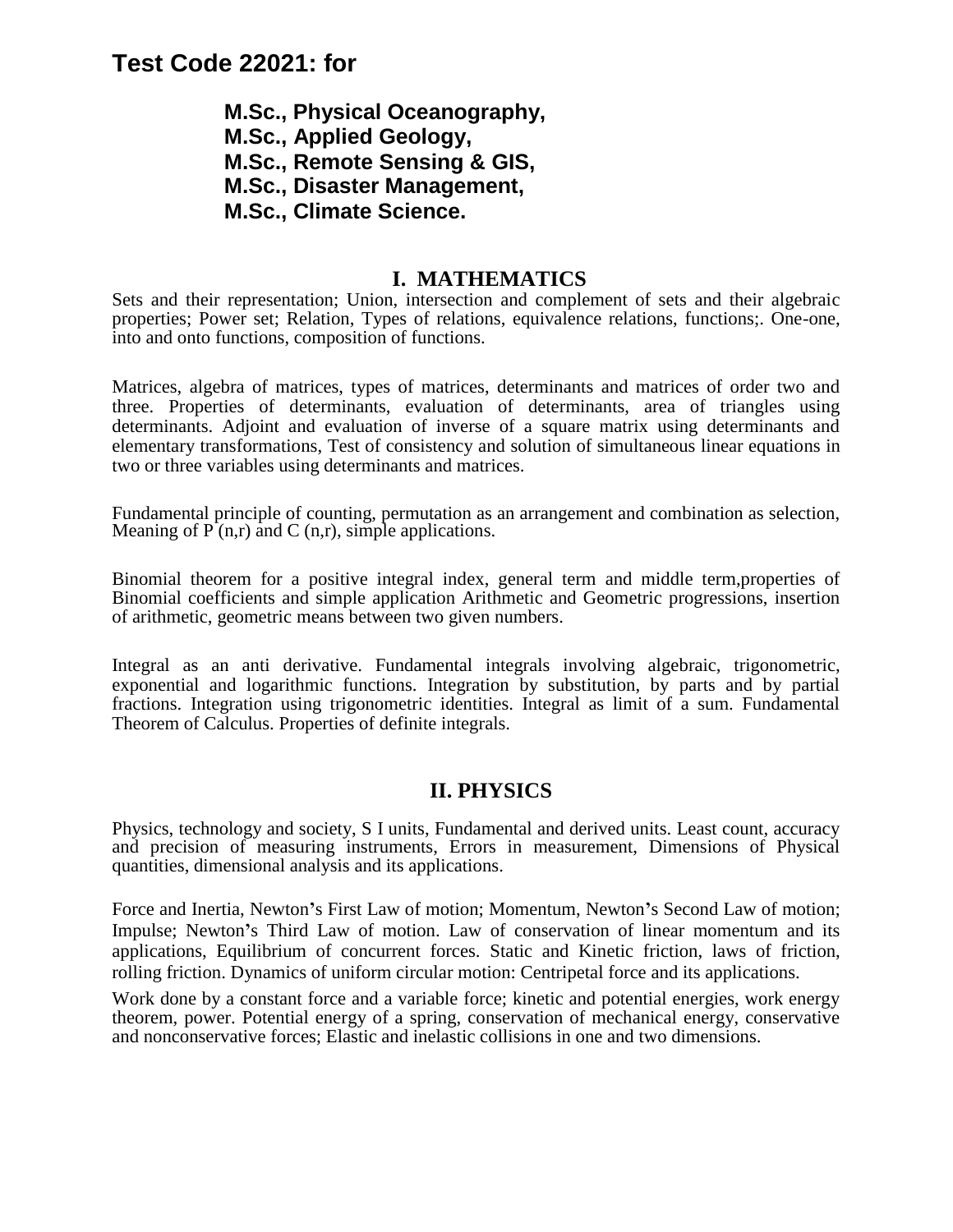## Test Code 22021: for

**M.Sc., Physical Oceanography,**
**M.Sc., Applied Geology,**
**M.Sc., Remote Sensing & GIS,**
**M.Sc., Disaster Management,**
**M.Sc., Climate Science.**

### I. MATHEMATICS

Sets and their representation; Union, intersection and complement of sets and their algebraic properties; Power set; Relation, Types of relations, equivalence relations, functions;. One-one, into and onto functions, composition of functions.

Matrices, algebra of matrices, types of matrices, determinants and matrices of order two and three. Properties of determinants, evaluation of determinants, area of triangles using determinants. Adjoint and evaluation of inverse of a square matrix using determinants and elementary transformations, Test of consistency and solution of simultaneous linear equations in two or three variables using determinants and matrices.

Fundamental principle of counting, permutation as an arrangement and combination as selection, Meaning of P (n,r) and C (n,r), simple applications.

Binomial theorem for a positive integral index, general term and middle term,properties of Binomial coefficients and simple application Arithmetic and Geometric progressions, insertion of arithmetic, geometric means between two given numbers.

Integral as an anti derivative. Fundamental integrals involving algebraic, trigonometric, exponential and logarithmic functions. Integration by substitution, by parts and by partial fractions. Integration using trigonometric identities. Integral as limit of a sum. Fundamental Theorem of Calculus. Properties of definite integrals.

### II. PHYSICS

Physics, technology and society, S I units, Fundamental and derived units. Least count, accuracy and precision of measuring instruments, Errors in measurement, Dimensions of Physical quantities, dimensional analysis and its applications.

Force and Inertia, Newton's First Law of motion; Momentum, Newton's Second Law of motion; Impulse; Newton's Third Law of motion. Law of conservation of linear momentum and its applications, Equilibrium of concurrent forces. Static and Kinetic friction, laws of friction, rolling friction. Dynamics of uniform circular motion: Centripetal force and its applications.

Work done by a constant force and a variable force; kinetic and potential energies, work energy theorem, power. Potential energy of a spring, conservation of mechanical energy, conservative and nonconservative forces; Elastic and inelastic collisions in one and two dimensions.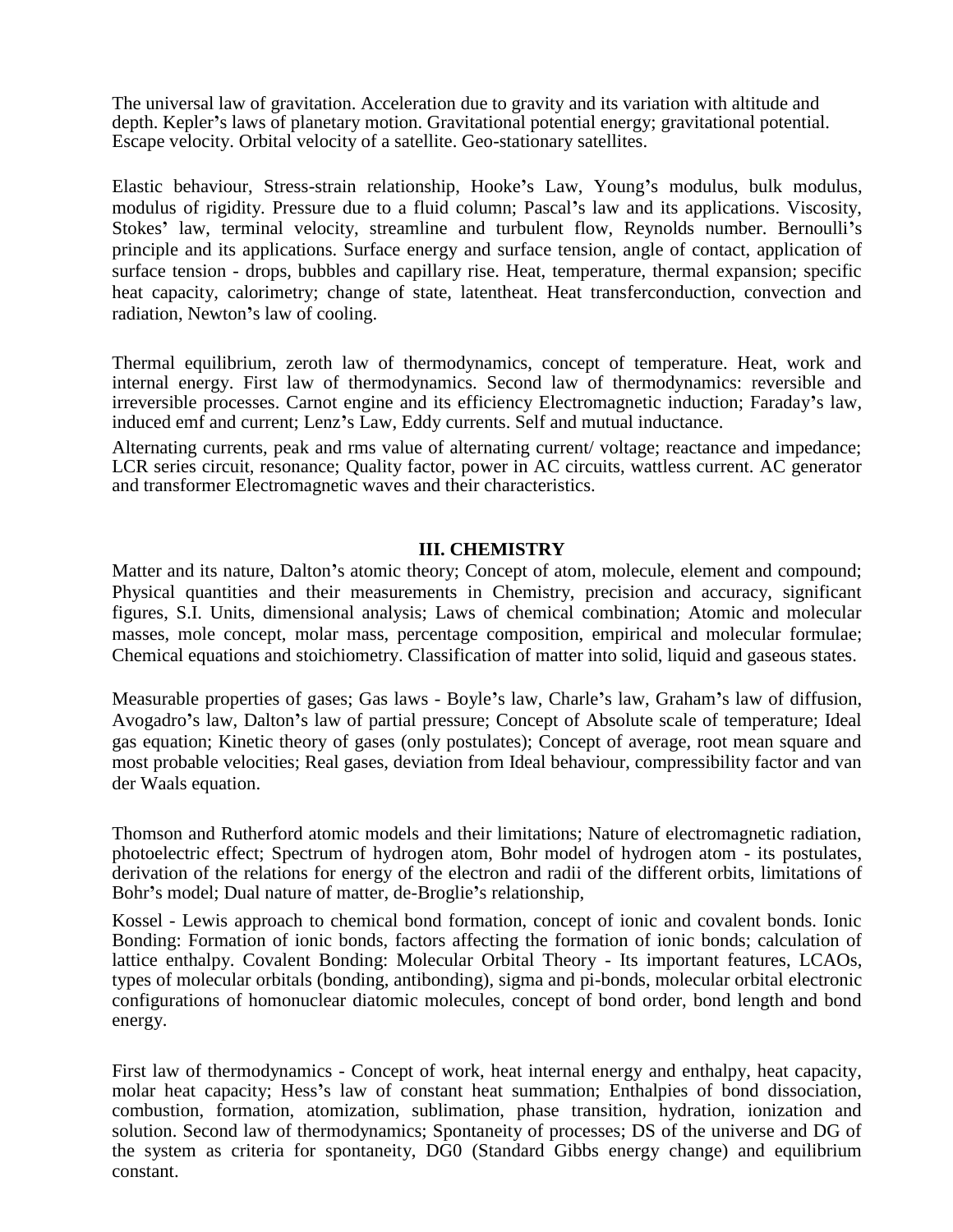The universal law of gravitation. Acceleration due to gravity and its variation with altitude and depth. Kepler's laws of planetary motion. Gravitational potential energy; gravitational potential. Escape velocity. Orbital velocity of a satellite. Geo-stationary satellites.

Elastic behaviour, Stress-strain relationship, Hooke's Law, Young's modulus, bulk modulus, modulus of rigidity. Pressure due to a fluid column; Pascal's law and its applications. Viscosity, Stokes' law, terminal velocity, streamline and turbulent flow, Reynolds number. Bernoulli's principle and its applications. Surface energy and surface tension, angle of contact, application of surface tension - drops, bubbles and capillary rise. Heat, temperature, thermal expansion; specific heat capacity, calorimetry; change of state, latentheat. Heat transferconduction, convection and radiation, Newton's law of cooling.

Thermal equilibrium, zeroth law of thermodynamics, concept of temperature. Heat, work and internal energy. First law of thermodynamics. Second law of thermodynamics: reversible and irreversible processes. Carnot engine and its efficiency Electromagnetic induction; Faraday's law, induced emf and current; Lenz's Law, Eddy currents. Self and mutual inductance.

Alternating currents, peak and rms value of alternating current/ voltage; reactance and impedance; LCR series circuit, resonance; Quality factor, power in AC circuits, wattless current. AC generator and transformer Electromagnetic waves and their characteristics.

## III. CHEMISTRY

Matter and its nature, Dalton's atomic theory; Concept of atom, molecule, element and compound; Physical quantities and their measurements in Chemistry, precision and accuracy, significant figures, S.I. Units, dimensional analysis; Laws of chemical combination; Atomic and molecular masses, mole concept, molar mass, percentage composition, empirical and molecular formulae; Chemical equations and stoichiometry. Classification of matter into solid, liquid and gaseous states.

Measurable properties of gases; Gas laws - Boyle's law, Charle's law, Graham's law of diffusion, Avogadro's law, Dalton's law of partial pressure; Concept of Absolute scale of temperature; Ideal gas equation; Kinetic theory of gases (only postulates); Concept of average, root mean square and most probable velocities; Real gases, deviation from Ideal behaviour, compressibility factor and van der Waals equation.

Thomson and Rutherford atomic models and their limitations; Nature of electromagnetic radiation, photoelectric effect; Spectrum of hydrogen atom, Bohr model of hydrogen atom - its postulates, derivation of the relations for energy of the electron and radii of the different orbits, limitations of Bohr's model; Dual nature of matter, de-Broglie's relationship,

Kossel - Lewis approach to chemical bond formation, concept of ionic and covalent bonds. Ionic Bonding: Formation of ionic bonds, factors affecting the formation of ionic bonds; calculation of lattice enthalpy. Covalent Bonding: Molecular Orbital Theory - Its important features, LCAOs, types of molecular orbitals (bonding, antibonding), sigma and pi-bonds, molecular orbital electronic configurations of homonuclear diatomic molecules, concept of bond order, bond length and bond energy.

First law of thermodynamics - Concept of work, heat internal energy and enthalpy, heat capacity, molar heat capacity; Hess's law of constant heat summation; Enthalpies of bond dissociation, combustion, formation, atomization, sublimation, phase transition, hydration, ionization and solution. Second law of thermodynamics; Spontaneity of processes; DS of the universe and DG of the system as criteria for spontaneity, DG0 (Standard Gibbs energy change) and equilibrium constant.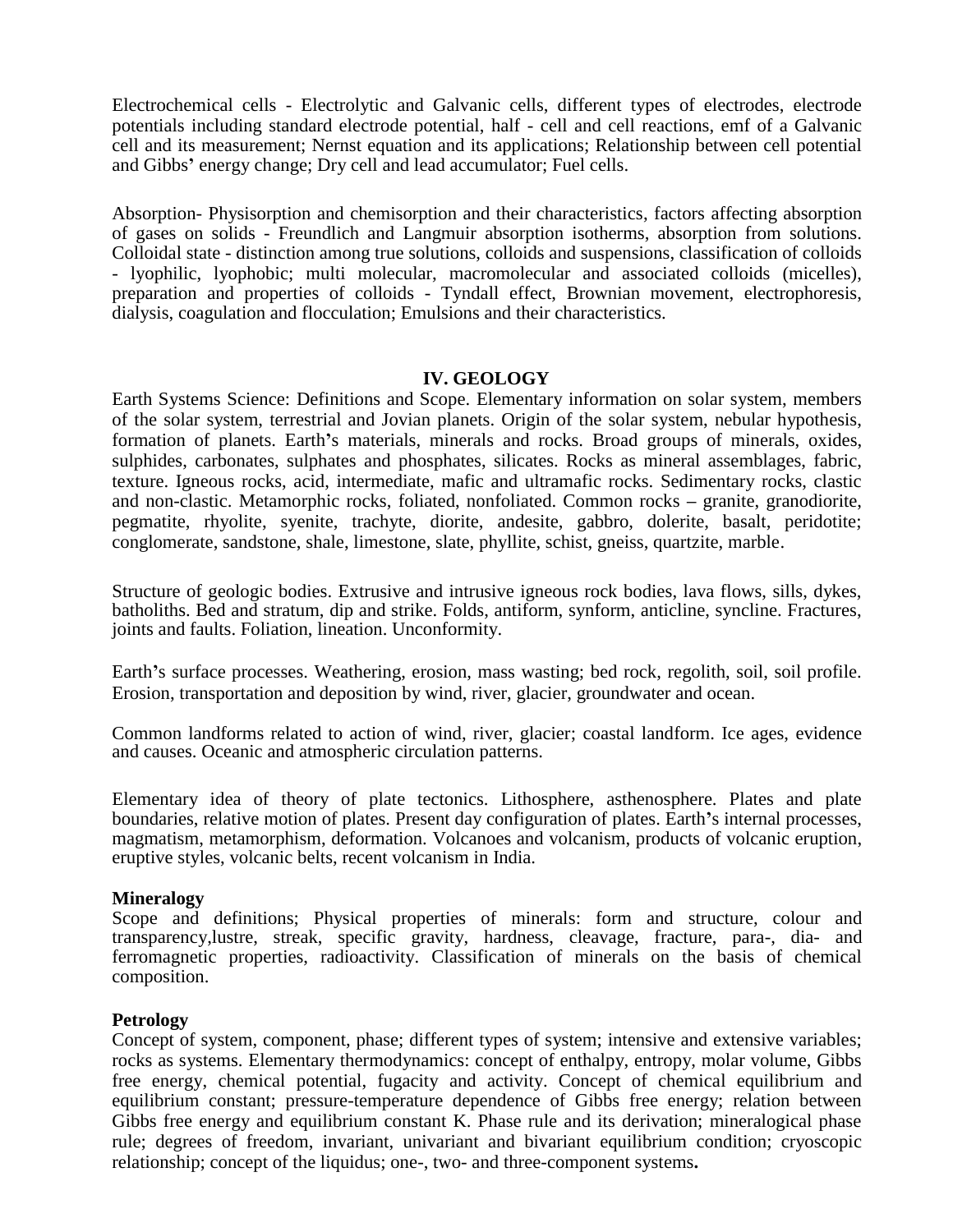Electrochemical cells - Electrolytic and Galvanic cells, different types of electrodes, electrode potentials including standard electrode potential, half - cell and cell reactions, emf of a Galvanic cell and its measurement; Nernst equation and its applications; Relationship between cell potential and Gibbs' energy change; Dry cell and lead accumulator; Fuel cells.

Absorption- Physisorption and chemisorption and their characteristics, factors affecting absorption of gases on solids - Freundlich and Langmuir absorption isotherms, absorption from solutions. Colloidal state - distinction among true solutions, colloids and suspensions, classification of colloids - lyophilic, lyophobic; multi molecular, macromolecular and associated colloids (micelles), preparation and properties of colloids - Tyndall effect, Brownian movement, electrophoresis, dialysis, coagulation and flocculation; Emulsions and their characteristics.

## IV. GEOLOGY

Earth Systems Science: Definitions and Scope. Elementary information on solar system, members of the solar system, terrestrial and Jovian planets. Origin of the solar system, nebular hypothesis, formation of planets. Earth's materials, minerals and rocks. Broad groups of minerals, oxides, sulphides, carbonates, sulphates and phosphates, silicates. Rocks as mineral assemblages, fabric, texture. Igneous rocks, acid, intermediate, mafic and ultramafic rocks. Sedimentary rocks, clastic and non-clastic. Metamorphic rocks, foliated, nonfoliated. Common rocks – granite, granodiorite, pegmatite, rhyolite, syenite, trachyte, diorite, andesite, gabbro, dolerite, basalt, peridotite; conglomerate, sandstone, shale, limestone, slate, phyllite, schist, gneiss, quartzite, marble.

Structure of geologic bodies. Extrusive and intrusive igneous rock bodies, lava flows, sills, dykes, batholiths. Bed and stratum, dip and strike. Folds, antiform, synform, anticline, syncline. Fractures, joints and faults. Foliation, lineation. Unconformity.

Earth's surface processes. Weathering, erosion, mass wasting; bed rock, regolith, soil, soil profile. Erosion, transportation and deposition by wind, river, glacier, groundwater and ocean.

Common landforms related to action of wind, river, glacier; coastal landform. Ice ages, evidence and causes. Oceanic and atmospheric circulation patterns.

Elementary idea of theory of plate tectonics. Lithosphere, asthenosphere. Plates and plate boundaries, relative motion of plates. Present day configuration of plates. Earth's internal processes, magmatism, metamorphism, deformation. Volcanoes and volcanism, products of volcanic eruption, eruptive styles, volcanic belts, recent volcanism in India.

### Mineralogy

Scope and definitions; Physical properties of minerals: form and structure, colour and transparency,lustre, streak, specific gravity, hardness, cleavage, fracture, para-, dia- and ferromagnetic properties, radioactivity. Classification of minerals on the basis of chemical composition.

### Petrology

Concept of system, component, phase; different types of system; intensive and extensive variables; rocks as systems. Elementary thermodynamics: concept of enthalpy, entropy, molar volume, Gibbs free energy, chemical potential, fugacity and activity. Concept of chemical equilibrium and equilibrium constant; pressure-temperature dependence of Gibbs free energy; relation between Gibbs free energy and equilibrium constant K. Phase rule and its derivation; mineralogical phase rule; degrees of freedom, invariant, univariant and bivariant equilibrium condition; cryoscopic relationship; concept of the liquidus; one-, two- and three-component systems.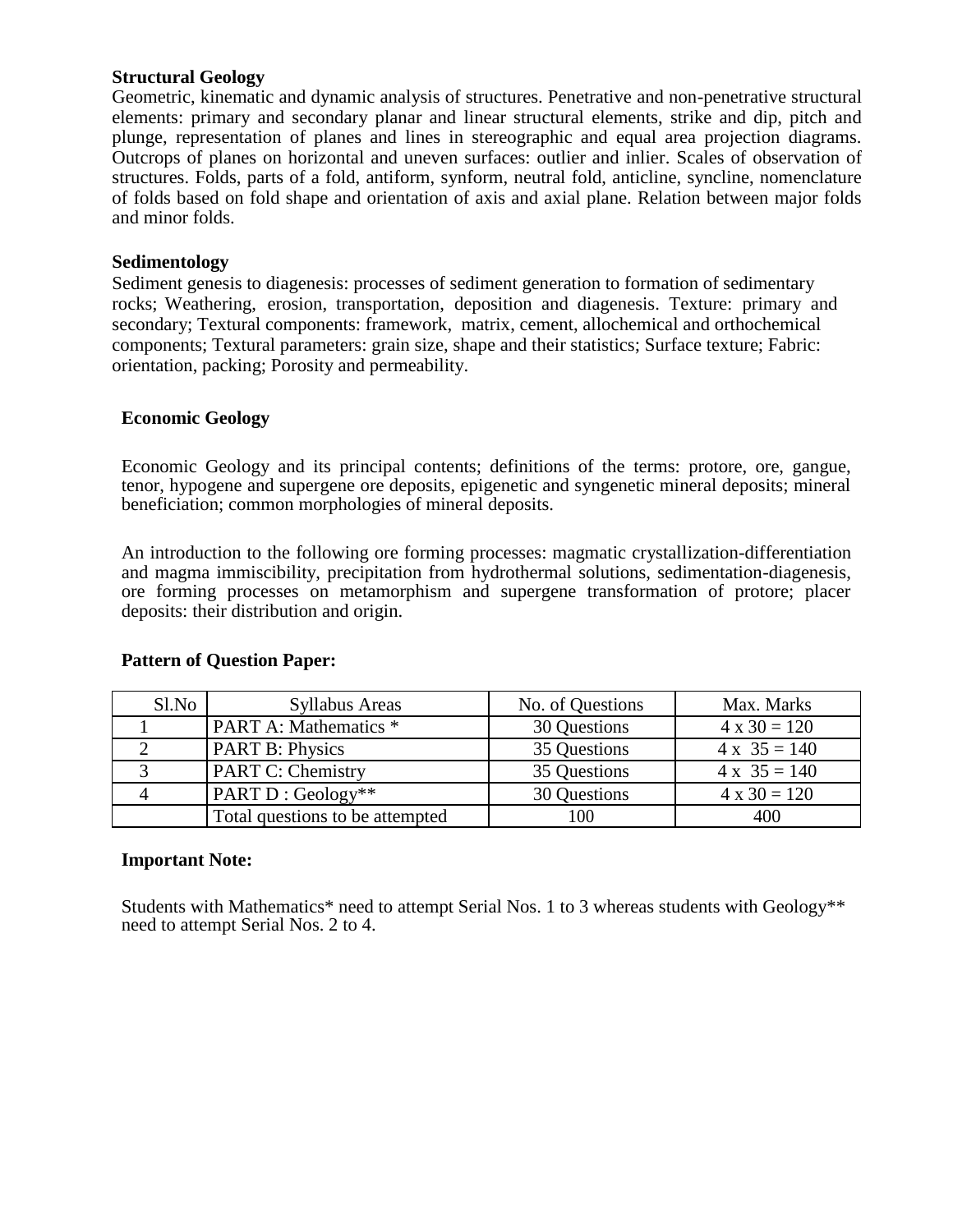**Structural Geology**

Geometric, kinematic and dynamic analysis of structures. Penetrative and non-penetrative structural elements: primary and secondary planar and linear structural elements, strike and dip, pitch and plunge, representation of planes and lines in stereographic and equal area projection diagrams. Outcrops of planes on horizontal and uneven surfaces: outlier and inlier. Scales of observation of structures. Folds, parts of a fold, antiform, synform, neutral fold, anticline, syncline, nomenclature of folds based on fold shape and orientation of axis and axial plane. Relation between major folds and minor folds.

**Sedimentology**

Sediment genesis to diagenesis: processes of sediment generation to formation of sedimentary rocks; Weathering, erosion, transportation, deposition and diagenesis. Texture: primary and secondary; Textural components: framework, matrix, cement, allochemical and orthochemical components; Textural parameters: grain size, shape and their statistics; Surface texture; Fabric: orientation, packing; Porosity and permeability.

**Economic Geology**

Economic Geology and its principal contents; definitions of the terms: protore, ore, gangue, tenor, hypogene and supergene ore deposits, epigenetic and syngenetic mineral deposits; mineral beneficiation; common morphologies of mineral deposits.

An introduction to the following ore forming processes: magmatic crystallization-differentiation and magma immiscibility, precipitation from hydrothermal solutions, sedimentation-diagenesis, ore forming processes on metamorphism and supergene transformation of protore; placer deposits: their distribution and origin.

**Pattern of Question Paper:**

| Sl.No | Syllabus Areas | No. of Questions | Max. Marks |
|---|---|---|---|
| 1 | PART A: Mathematics * | 30 Questions | 4 x 30 = 120 |
| 2 | PART B: Physics | 35 Questions | 4 x 35 = 140 |
| 3 | PART C: Chemistry | 35 Questions | 4 x 35 = 140 |
| 4 | PART D : Geology** | 30 Questions | 4 x 30 = 120 |
| | Total questions to be attempted | 100 | 400 |

**Important Note:**

Students with Mathematics* need to attempt Serial Nos. 1 to 3 whereas students with Geology** need to attempt Serial Nos. 2 to 4.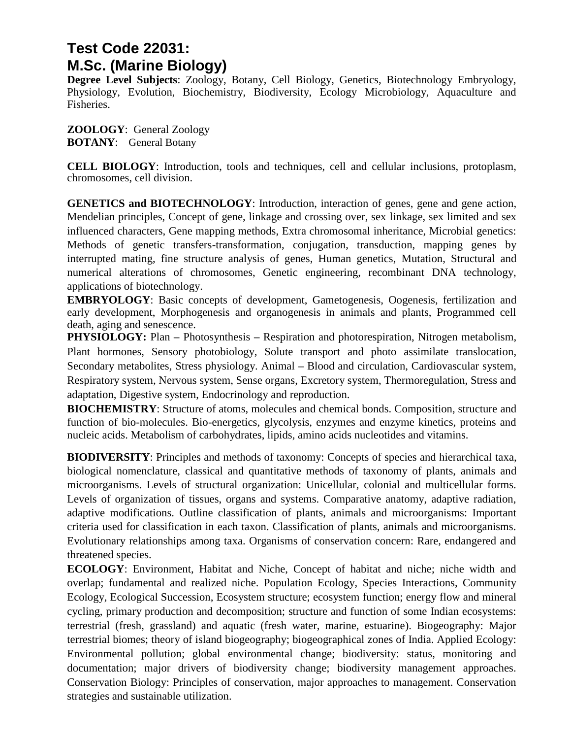# Test Code 22031:
# M.Sc. (Marine Biology)

**Degree Level Subjects**: Zoology, Botany, Cell Biology, Genetics, Biotechnology Embryology, Physiology, Evolution, Biochemistry, Biodiversity, Ecology Microbiology, Aquaculture and Fisheries.

**ZOOLOGY**: General Zoology
**BOTANY**: General Botany

**CELL BIOLOGY**: Introduction, tools and techniques, cell and cellular inclusions, protoplasm, chromosomes, cell division.

**GENETICS and BIOTECHNOLOGY**: Introduction, interaction of genes, gene and gene action, Mendelian principles, Concept of gene, linkage and crossing over, sex linkage, sex limited and sex influenced characters, Gene mapping methods, Extra chromosomal inheritance, Microbial genetics: Methods of genetic transfers-transformation, conjugation, transduction, mapping genes by interrupted mating, fine structure analysis of genes, Human genetics, Mutation, Structural and numerical alterations of chromosomes, Genetic engineering, recombinant DNA technology, applications of biotechnology.

**EMBRYOLOGY**: Basic concepts of development, Gametogenesis, Oogenesis, fertilization and early development, Morphogenesis and organogenesis in animals and plants, Programmed cell death, aging and senescence.

**PHYSIOLOGY:** Plan – Photosynthesis – Respiration and photorespiration, Nitrogen metabolism, Plant hormones, Sensory photobiology, Solute transport and photo assimilate translocation, Secondary metabolites, Stress physiology. Animal – Blood and circulation, Cardiovascular system, Respiratory system, Nervous system, Sense organs, Excretory system, Thermoregulation, Stress and adaptation, Digestive system, Endocrinology and reproduction.

**BIOCHEMISTRY**: Structure of atoms, molecules and chemical bonds. Composition, structure and function of bio-molecules. Bio-energetics, glycolysis, enzymes and enzyme kinetics, proteins and nucleic acids. Metabolism of carbohydrates, lipids, amino acids nucleotides and vitamins.

**BIODIVERSITY**: Principles and methods of taxonomy: Concepts of species and hierarchical taxa, biological nomenclature, classical and quantitative methods of taxonomy of plants, animals and microorganisms. Levels of structural organization: Unicellular, colonial and multicellular forms. Levels of organization of tissues, organs and systems. Comparative anatomy, adaptive radiation, adaptive modifications. Outline classification of plants, animals and microorganisms: Important criteria used for classification in each taxon. Classification of plants, animals and microorganisms. Evolutionary relationships among taxa. Organisms of conservation concern: Rare, endangered and threatened species.

**ECOLOGY**: Environment, Habitat and Niche, Concept of habitat and niche; niche width and overlap; fundamental and realized niche. Population Ecology, Species Interactions, Community Ecology, Ecological Succession, Ecosystem structure; ecosystem function; energy flow and mineral cycling, primary production and decomposition; structure and function of some Indian ecosystems: terrestrial (fresh, grassland) and aquatic (fresh water, marine, estuarine). Biogeography: Major terrestrial biomes; theory of island biogeography; biogeographical zones of India. Applied Ecology: Environmental pollution; global environmental change; biodiversity: status, monitoring and documentation; major drivers of biodiversity change; biodiversity management approaches. Conservation Biology: Principles of conservation, major approaches to management. Conservation strategies and sustainable utilization.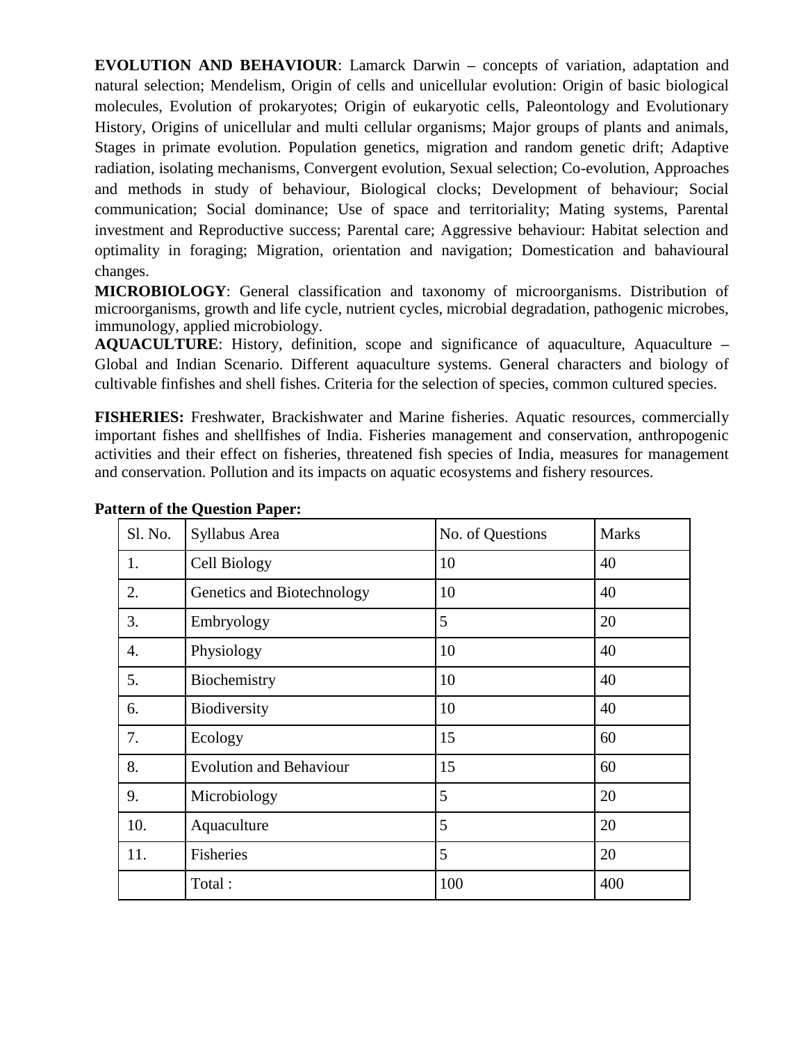**EVOLUTION AND BEHAVIOUR**: Lamarck Darwin – concepts of variation, adaptation and natural selection; Mendelism, Origin of cells and unicellular evolution: Origin of basic biological molecules, Evolution of prokaryotes; Origin of eukaryotic cells, Paleontology and Evolutionary History, Origins of unicellular and multi cellular organisms; Major groups of plants and animals, Stages in primate evolution. Population genetics, migration and random genetic drift; Adaptive radiation, isolating mechanisms, Convergent evolution, Sexual selection; Co-evolution, Approaches and methods in study of behaviour, Biological clocks; Development of behaviour; Social communication; Social dominance; Use of space and territoriality; Mating systems, Parental investment and Reproductive success; Parental care; Aggressive behaviour: Habitat selection and optimality in foraging; Migration, orientation and navigation; Domestication and bahavioural changes.

**MICROBIOLOGY**: General classification and taxonomy of microorganisms. Distribution of microorganisms, growth and life cycle, nutrient cycles, microbial degradation, pathogenic microbes, immunology, applied microbiology.

**AQUACULTURE**: History, definition, scope and significance of aquaculture, Aquaculture – Global and Indian Scenario. Different aquaculture systems. General characters and biology of cultivable finfishes and shell fishes. Criteria for the selection of species, common cultured species.

**FISHERIES:** Freshwater, Brackishwater and Marine fisheries. Aquatic resources, commercially important fishes and shellfishes of India. Fisheries management and conservation, anthropogenic activities and their effect on fisheries, threatened fish species of India, measures for management and conservation. Pollution and its impacts on aquatic ecosystems and fishery resources.

**Pattern of the Question Paper:**

| Sl. No. | Syllabus Area | No. of Questions | Marks |
|---|---|---|---|
| 1. | Cell Biology | 10 | 40 |
| 2. | Genetics and Biotechnology | 10 | 40 |
| 3. | Embryology | 5 | 20 |
| 4. | Physiology | 10 | 40 |
| 5. | Biochemistry | 10 | 40 |
| 6. | Biodiversity | 10 | 40 |
| 7. | Ecology | 15 | 60 |
| 8. | Evolution and Behaviour | 15 | 60 |
| 9. | Microbiology | 5 | 20 |
| 10. | Aquaculture | 5 | 20 |
| 11. | Fisheries | 5 | 20 |
| | Total : | 100 | 400 |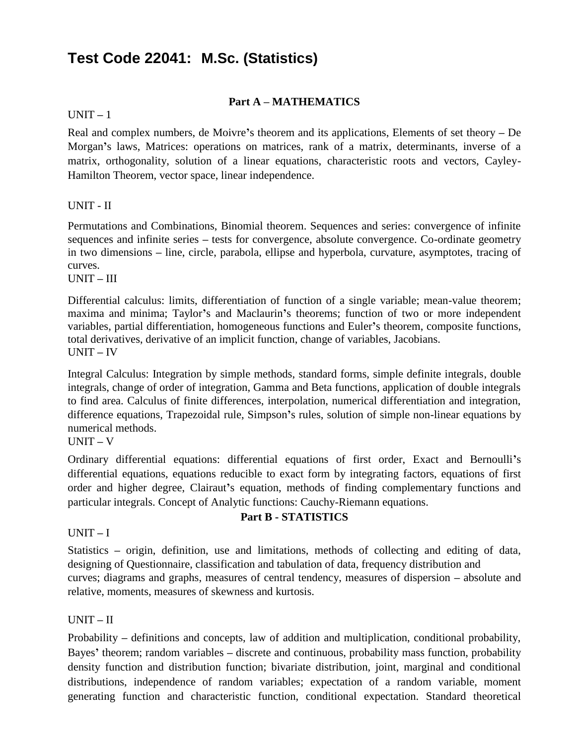# Test Code 22041: M.Sc. (Statistics)

## Part A – MATHEMATICS

UNIT – 1

Real and complex numbers, de Moivre's theorem and its applications, Elements of set theory – De Morgan's laws, Matrices: operations on matrices, rank of a matrix, determinants, inverse of a matrix, orthogonality, solution of a linear equations, characteristic roots and vectors, Cayley-Hamilton Theorem, vector space, linear independence.

UNIT - II

Permutations and Combinations, Binomial theorem. Sequences and series: convergence of infinite sequences and infinite series – tests for convergence, absolute convergence. Co-ordinate geometry in two dimensions – line, circle, parabola, ellipse and hyperbola, curvature, asymptotes, tracing of curves.

UNIT – III

Differential calculus: limits, differentiation of function of a single variable; mean-value theorem; maxima and minima; Taylor's and Maclaurin's theorems; function of two or more independent variables, partial differentiation, homogeneous functions and Euler's theorem, composite functions, total derivatives, derivative of an implicit function, change of variables, Jacobians.

UNIT – IV

Integral Calculus: Integration by simple methods, standard forms, simple definite integrals, double integrals, change of order of integration, Gamma and Beta functions, application of double integrals to find area. Calculus of finite differences, interpolation, numerical differentiation and integration, difference equations, Trapezoidal rule, Simpson's rules, solution of simple non-linear equations by numerical methods.

UNIT – V

Ordinary differential equations: differential equations of first order, Exact and Bernoulli's differential equations, equations reducible to exact form by integrating factors, equations of first order and higher degree, Clairaut's equation, methods of finding complementary functions and particular integrals. Concept of Analytic functions: Cauchy-Riemann equations.

## Part B - STATISTICS

UNIT – I

Statistics – origin, definition, use and limitations, methods of collecting and editing of data, designing of Questionnaire, classification and tabulation of data, frequency distribution and curves; diagrams and graphs, measures of central tendency, measures of dispersion – absolute and relative, moments, measures of skewness and kurtosis.

UNIT – II

Probability – definitions and concepts, law of addition and multiplication, conditional probability, Bayes' theorem; random variables – discrete and continuous, probability mass function, probability density function and distribution function; bivariate distribution, joint, marginal and conditional distributions, independence of random variables; expectation of a random variable, moment generating function and characteristic function, conditional expectation. Standard theoretical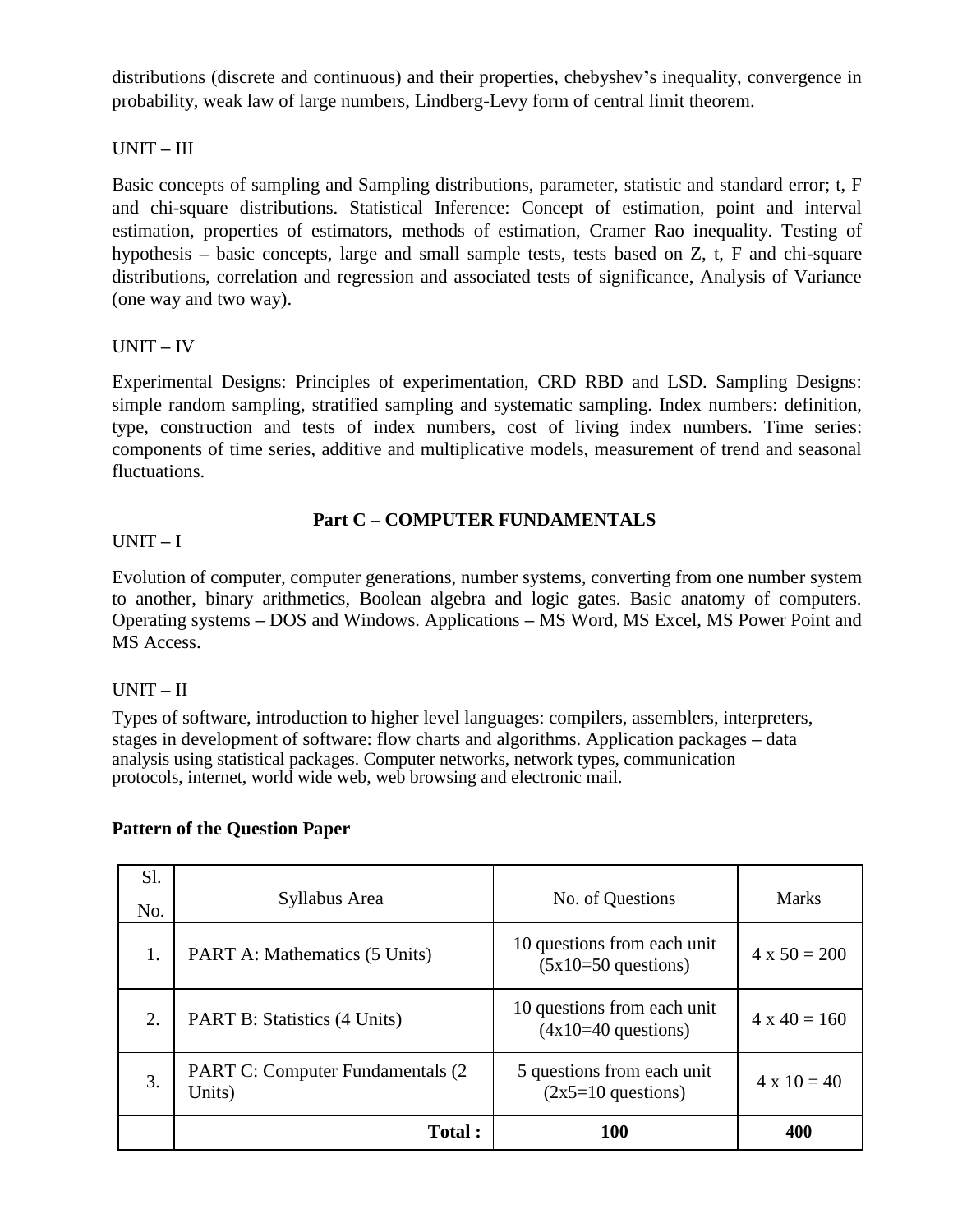distributions (discrete and continuous) and their properties, chebyshev's inequality, convergence in probability, weak law of large numbers, Lindberg-Levy form of central limit theorem.

UNIT – III

Basic concepts of sampling and Sampling distributions, parameter, statistic and standard error; t, F and chi-square distributions. Statistical Inference: Concept of estimation, point and interval estimation, properties of estimators, methods of estimation, Cramer Rao inequality. Testing of hypothesis – basic concepts, large and small sample tests, tests based on Z, t, F and chi-square distributions, correlation and regression and associated tests of significance, Analysis of Variance (one way and two way).

UNIT – IV

Experimental Designs: Principles of experimentation, CRD RBD and LSD. Sampling Designs: simple random sampling, stratified sampling and systematic sampling. Index numbers: definition, type, construction and tests of index numbers, cost of living index numbers. Time series: components of time series, additive and multiplicative models, measurement of trend and seasonal fluctuations.

## Part C – COMPUTER FUNDAMENTALS

UNIT – I

Evolution of computer, computer generations, number systems, converting from one number system to another, binary arithmetics, Boolean algebra and logic gates. Basic anatomy of computers. Operating systems – DOS and Windows. Applications – MS Word, MS Excel, MS Power Point and MS Access.

UNIT – II

Types of software, introduction to higher level languages: compilers, assemblers, interpreters, stages in development of software: flow charts and algorithms. Application packages – data analysis using statistical packages. Computer networks, network types, communication protocols, internet, world wide web, web browsing and electronic mail.

**Pattern of the Question Paper**

| Sl. No. | Syllabus Area | No. of Questions | Marks |
|---|---|---|---|
| 1. | PART A: Mathematics (5 Units) | 10 questions from each unit (5x10=50 questions) | 4 x 50 = 200 |
| 2. | PART B: Statistics (4 Units) | 10 questions from each unit (4x10=40 questions) | 4 x 40 = 160 |
| 3. | PART C: Computer Fundamentals (2 Units) | 5 questions from each unit (2x5=10 questions) | 4 x 10 = 40 |
| | **Total :** | **100** | **400** |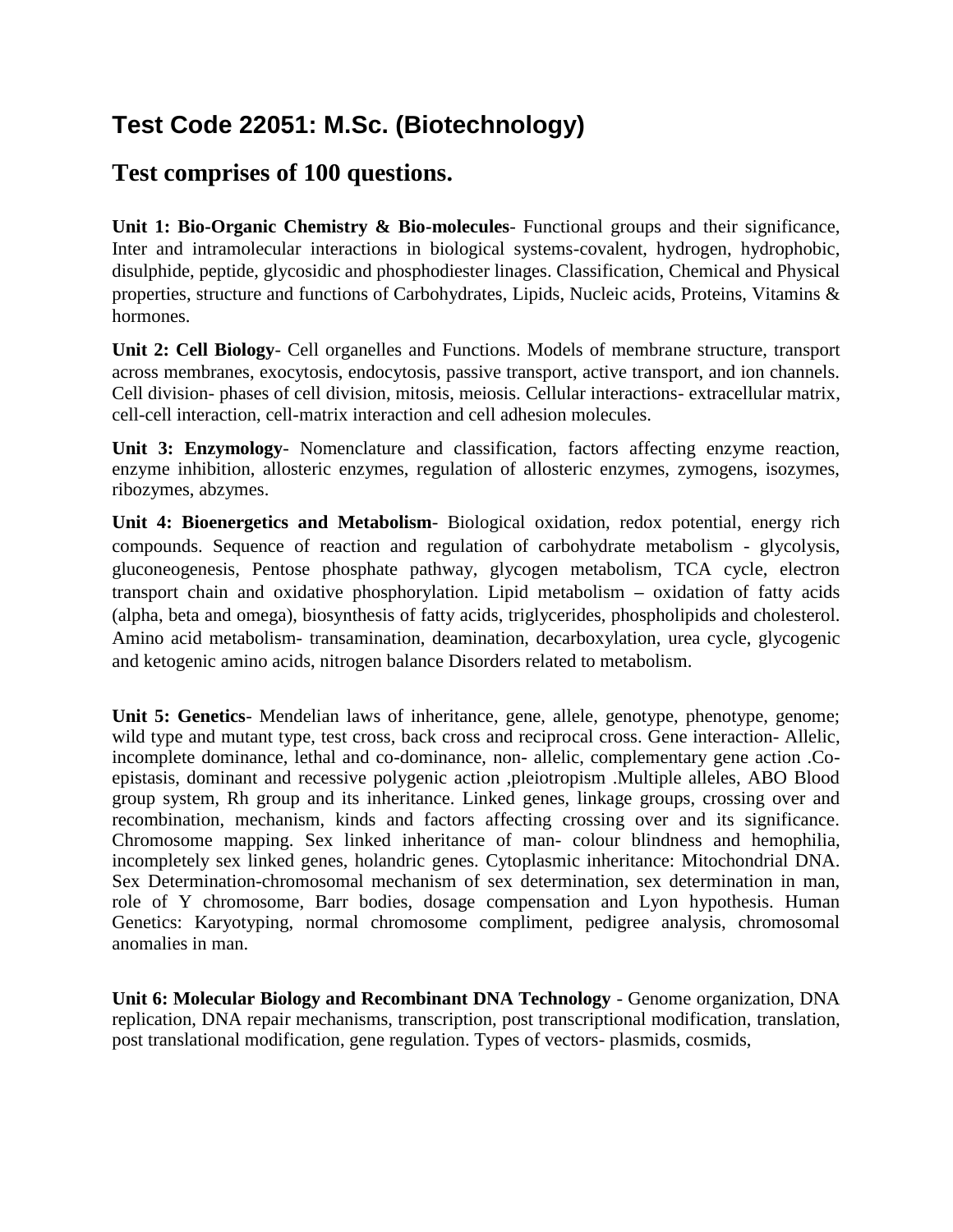## Test Code 22051: M.Sc. (Biotechnology)

## Test comprises of 100 questions.

**Unit 1: Bio-Organic Chemistry & Bio-molecules**- Functional groups and their significance, Inter and intramolecular interactions in biological systems-covalent, hydrogen, hydrophobic, disulphide, peptide, glycosidic and phosphodiester linages. Classification, Chemical and Physical properties, structure and functions of Carbohydrates, Lipids, Nucleic acids, Proteins, Vitamins & hormones.

**Unit 2: Cell Biology**- Cell organelles and Functions. Models of membrane structure, transport across membranes, exocytosis, endocytosis, passive transport, active transport, and ion channels. Cell division- phases of cell division, mitosis, meiosis. Cellular interactions- extracellular matrix, cell-cell interaction, cell-matrix interaction and cell adhesion molecules.

**Unit 3: Enzymology**- Nomenclature and classification, factors affecting enzyme reaction, enzyme inhibition, allosteric enzymes, regulation of allosteric enzymes, zymogens, isozymes, ribozymes, abzymes.

**Unit 4: Bioenergetics and Metabolism**- Biological oxidation, redox potential, energy rich compounds. Sequence of reaction and regulation of carbohydrate metabolism - glycolysis, gluconeogenesis, Pentose phosphate pathway, glycogen metabolism, TCA cycle, electron transport chain and oxidative phosphorylation. Lipid metabolism – oxidation of fatty acids (alpha, beta and omega), biosynthesis of fatty acids, triglycerides, phospholipids and cholesterol. Amino acid metabolism- transamination, deamination, decarboxylation, urea cycle, glycogenic and ketogenic amino acids, nitrogen balance Disorders related to metabolism.

**Unit 5: Genetics**- Mendelian laws of inheritance, gene, allele, genotype, phenotype, genome; wild type and mutant type, test cross, back cross and reciprocal cross. Gene interaction- Allelic, incomplete dominance, lethal and co-dominance, non- allelic, complementary gene action .Co-epistasis, dominant and recessive polygenic action ,pleiotropism .Multiple alleles, ABO Blood group system, Rh group and its inheritance. Linked genes, linkage groups, crossing over and recombination, mechanism, kinds and factors affecting crossing over and its significance. Chromosome mapping. Sex linked inheritance of man- colour blindness and hemophilia, incompletely sex linked genes, holandric genes. Cytoplasmic inheritance: Mitochondrial DNA. Sex Determination-chromosomal mechanism of sex determination, sex determination in man, role of Y chromosome, Barr bodies, dosage compensation and Lyon hypothesis. Human Genetics: Karyotyping, normal chromosome compliment, pedigree analysis, chromosomal anomalies in man.

**Unit 6: Molecular Biology and Recombinant DNA Technology** - Genome organization, DNA replication, DNA repair mechanisms, transcription, post transcriptional modification, translation, post translational modification, gene regulation. Types of vectors- plasmids, cosmids,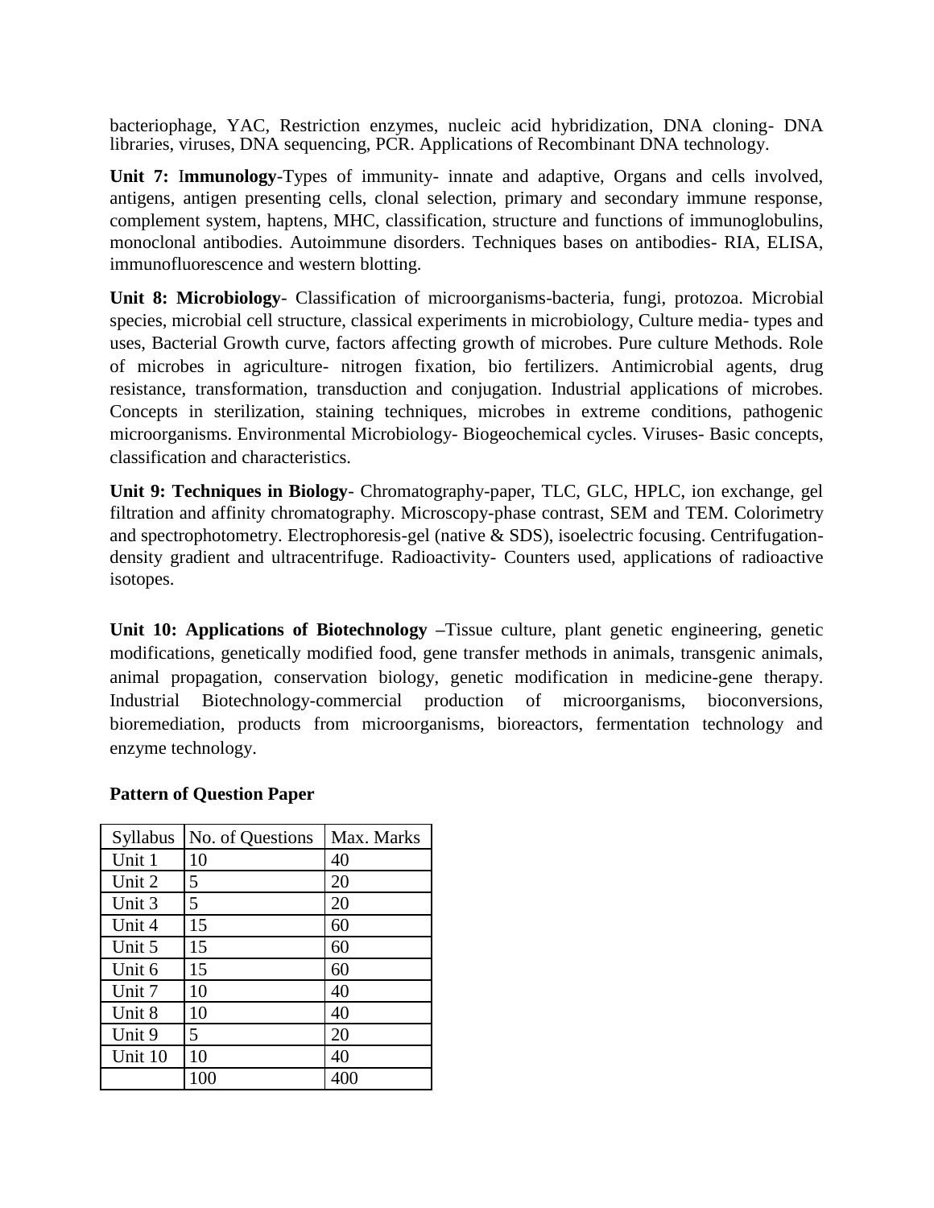bacteriophage, YAC, Restriction enzymes, nucleic acid hybridization, DNA cloning- DNA libraries, viruses, DNA sequencing, PCR. Applications of Recombinant DNA technology.

**Unit 7:** I**mmunology**-Types of immunity- innate and adaptive, Organs and cells involved, antigens, antigen presenting cells, clonal selection, primary and secondary immune response, complement system, haptens, MHC, classification, structure and functions of immunoglobulins, monoclonal antibodies. Autoimmune disorders. Techniques bases on antibodies- RIA, ELISA, immunofluorescence and western blotting.

**Unit 8: Microbiology**- Classification of microorganisms-bacteria, fungi, protozoa. Microbial species, microbial cell structure, classical experiments in microbiology, Culture media- types and uses, Bacterial Growth curve, factors affecting growth of microbes. Pure culture Methods. Role of microbes in agriculture- nitrogen fixation, bio fertilizers. Antimicrobial agents, drug resistance, transformation, transduction and conjugation. Industrial applications of microbes. Concepts in sterilization, staining techniques, microbes in extreme conditions, pathogenic microorganisms. Environmental Microbiology- Biogeochemical cycles. Viruses- Basic concepts, classification and characteristics.

**Unit 9: Techniques in Biology**- Chromatography-paper, TLC, GLC, HPLC, ion exchange, gel filtration and affinity chromatography. Microscopy-phase contrast, SEM and TEM. Colorimetry and spectrophotometry. Electrophoresis-gel (native & SDS), isoelectric focusing. Centrifugation-density gradient and ultracentrifuge. Radioactivity- Counters used, applications of radioactive isotopes.

**Unit 10: Applications of Biotechnology** –Tissue culture, plant genetic engineering, genetic modifications, genetically modified food, gene transfer methods in animals, transgenic animals, animal propagation, conservation biology, genetic modification in medicine-gene therapy. Industrial Biotechnology-commercial production of microorganisms, bioconversions, bioremediation, products from microorganisms, bioreactors, fermentation technology and enzyme technology.

**Pattern of Question Paper**

| Syllabus | No. of Questions | Max. Marks |
| --- | --- | --- |
| Unit 1 | 10 | 40 |
| Unit 2 | 5 | 20 |
| Unit 3 | 5 | 20 |
| Unit 4 | 15 | 60 |
| Unit 5 | 15 | 60 |
| Unit 6 | 15 | 60 |
| Unit 7 | 10 | 40 |
| Unit 8 | 10 | 40 |
| Unit 9 | 5 | 20 |
| Unit 10 | 10 | 40 |
| | 100 | 400 |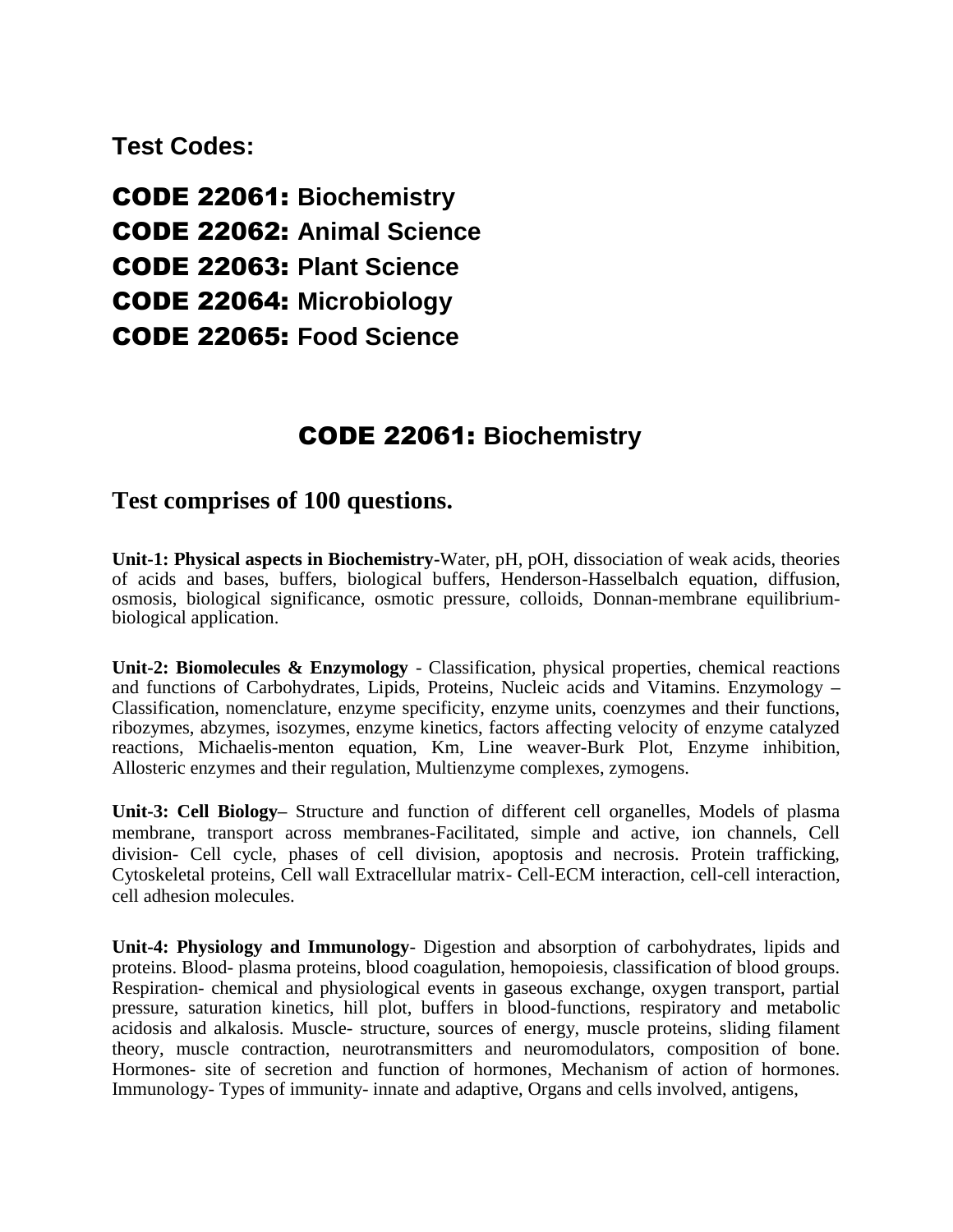**Test Codes:**

**CODE 22061: Biochemistry**
**CODE 22062: Animal Science**
**CODE 22063: Plant Science**
**CODE 22064: Microbiology**
**CODE 22065: Food Science**

## CODE 22061: Biochemistry

### Test comprises of 100 questions.

**Unit-1: Physical aspects in Biochemistry**-Water, pH, pOH, dissociation of weak acids, theories of acids and bases, buffers, biological buffers, Henderson-Hasselbalch equation, diffusion, osmosis, biological significance, osmotic pressure, colloids, Donnan-membrane equilibrium-biological application.

**Unit-2: Biomolecules & Enzymology** - Classification, physical properties, chemical reactions and functions of Carbohydrates, Lipids, Proteins, Nucleic acids and Vitamins. Enzymology **–** Classification, nomenclature, enzyme specificity, enzyme units, coenzymes and their functions, ribozymes, abzymes, isozymes, enzyme kinetics, factors affecting velocity of enzyme catalyzed reactions, Michaelis-menton equation, Km, Line weaver-Burk Plot, Enzyme inhibition, Allosteric enzymes and their regulation, Multienzyme complexes, zymogens.

**Unit-3: Cell Biology–** Structure and function of different cell organelles, Models of plasma membrane, transport across membranes-Facilitated, simple and active, ion channels, Cell division- Cell cycle, phases of cell division, apoptosis and necrosis. Protein trafficking, Cytoskeletal proteins, Cell wall Extracellular matrix- Cell-ECM interaction, cell-cell interaction, cell adhesion molecules.

**Unit-4: Physiology and Immunology**- Digestion and absorption of carbohydrates, lipids and proteins. Blood- plasma proteins, blood coagulation, hemopoiesis, classification of blood groups. Respiration- chemical and physiological events in gaseous exchange, oxygen transport, partial pressure, saturation kinetics, hill plot, buffers in blood-functions, respiratory and metabolic acidosis and alkalosis. Muscle- structure, sources of energy, muscle proteins, sliding filament theory, muscle contraction, neurotransmitters and neuromodulators, composition of bone. Hormones- site of secretion and function of hormones, Mechanism of action of hormones. Immunology- Types of immunity- innate and adaptive, Organs and cells involved, antigens,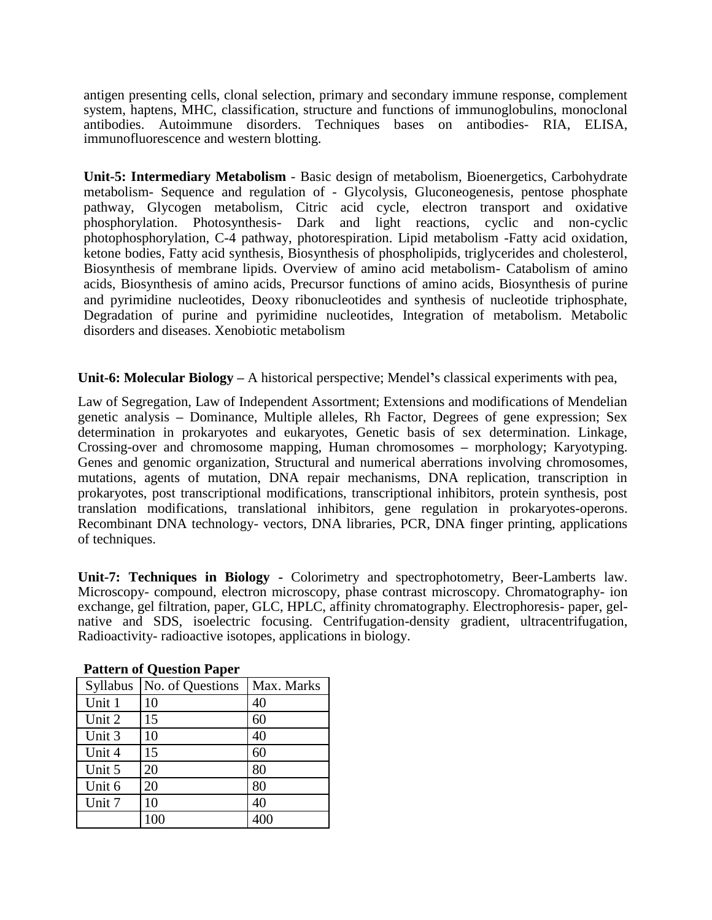antigen presenting cells, clonal selection, primary and secondary immune response, complement system, haptens, MHC, classification, structure and functions of immunoglobulins, monoclonal antibodies. Autoimmune disorders. Techniques bases on antibodies- RIA, ELISA, immunofluorescence and western blotting.

**Unit-5: Intermediary Metabolism** - Basic design of metabolism, Bioenergetics, Carbohydrate metabolism- Sequence and regulation of - Glycolysis, Gluconeogenesis, pentose phosphate pathway, Glycogen metabolism, Citric acid cycle, electron transport and oxidative phosphorylation. Photosynthesis- Dark and light reactions, cyclic and non-cyclic photophosphorylation, C-4 pathway, photorespiration. Lipid metabolism -Fatty acid oxidation, ketone bodies, Fatty acid synthesis, Biosynthesis of phospholipids, triglycerides and cholesterol, Biosynthesis of membrane lipids. Overview of amino acid metabolism- Catabolism of amino acids, Biosynthesis of amino acids, Precursor functions of amino acids, Biosynthesis of purine and pyrimidine nucleotides, Deoxy ribonucleotides and synthesis of nucleotide triphosphate, Degradation of purine and pyrimidine nucleotides, Integration of metabolism. Metabolic disorders and diseases. Xenobiotic metabolism

**Unit-6: Molecular Biology –** A historical perspective; Mendel's classical experiments with pea,

Law of Segregation, Law of Independent Assortment; Extensions and modifications of Mendelian genetic analysis – Dominance, Multiple alleles, Rh Factor, Degrees of gene expression; Sex determination in prokaryotes and eukaryotes, Genetic basis of sex determination. Linkage, Crossing-over and chromosome mapping, Human chromosomes – morphology; Karyotyping. Genes and genomic organization, Structural and numerical aberrations involving chromosomes, mutations, agents of mutation, DNA repair mechanisms, DNA replication, transcription in prokaryotes, post transcriptional modifications, transcriptional inhibitors, protein synthesis, post translation modifications, translational inhibitors, gene regulation in prokaryotes-operons. Recombinant DNA technology- vectors, DNA libraries, PCR, DNA finger printing, applications of techniques.

**Unit-7: Techniques in Biology -** Colorimetry and spectrophotometry, Beer-Lamberts law. Microscopy- compound, electron microscopy, phase contrast microscopy. Chromatography- ion exchange, gel filtration, paper, GLC, HPLC, affinity chromatography. Electrophoresis- paper, gel-native and SDS, isoelectric focusing. Centrifugation-density gradient, ultracentrifugation, Radioactivity- radioactive isotopes, applications in biology.

**Pattern of Question Paper**

| Syllabus | No. of Questions | Max. Marks |
|---|---|---|
| Unit 1 | 10 | 40 |
| Unit 2 | 15 | 60 |
| Unit 3 | 10 | 40 |
| Unit 4 | 15 | 60 |
| Unit 5 | 20 | 80 |
| Unit 6 | 20 | 80 |
| Unit 7 | 10 | 40 |
| | 100 | 400 |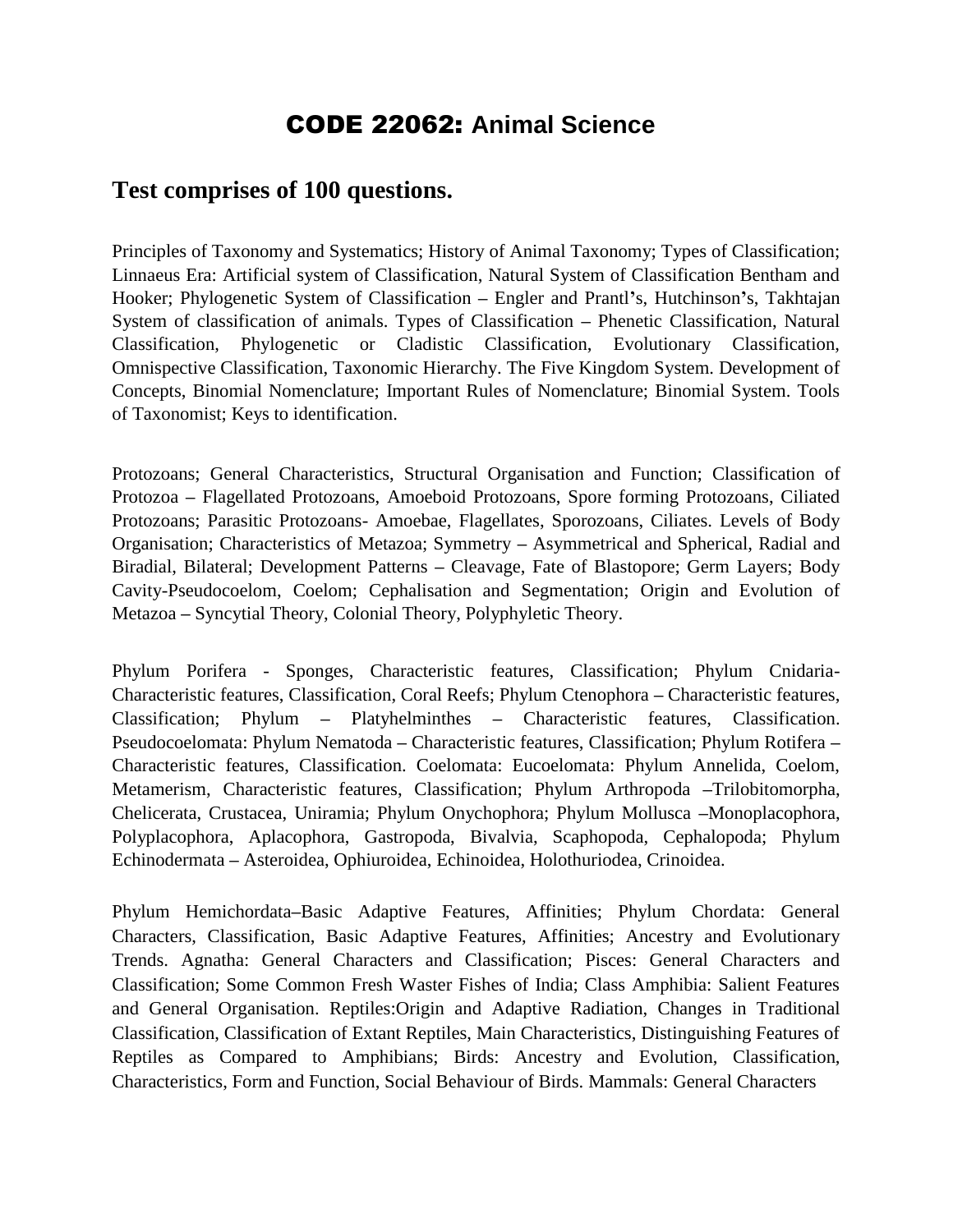# CODE 22062: Animal Science

## Test comprises of 100 questions.

Principles of Taxonomy and Systematics; History of Animal Taxonomy; Types of Classification; Linnaeus Era: Artificial system of Classification, Natural System of Classification Bentham and Hooker; Phylogenetic System of Classification – Engler and Prantl's, Hutchinson's, Takhtajan System of classification of animals. Types of Classification – Phenetic Classification, Natural Classification, Phylogenetic or Cladistic Classification, Evolutionary Classification, Omnispective Classification, Taxonomic Hierarchy. The Five Kingdom System. Development of Concepts, Binomial Nomenclature; Important Rules of Nomenclature; Binomial System. Tools of Taxonomist; Keys to identification.

Protozoans; General Characteristics, Structural Organisation and Function; Classification of Protozoa – Flagellated Protozoans, Amoeboid Protozoans, Spore forming Protozoans, Ciliated Protozoans; Parasitic Protozoans- Amoebae, Flagellates, Sporozoans, Ciliates. Levels of Body Organisation; Characteristics of Metazoa; Symmetry – Asymmetrical and Spherical, Radial and Biradial, Bilateral; Development Patterns – Cleavage, Fate of Blastopore; Germ Layers; Body Cavity-Pseudocoelom, Coelom; Cephalisation and Segmentation; Origin and Evolution of Metazoa – Syncytial Theory, Colonial Theory, Polyphyletic Theory.

Phylum Porifera - Sponges, Characteristic features, Classification; Phylum Cnidaria-Characteristic features, Classification, Coral Reefs; Phylum Ctenophora – Characteristic features, Classification; Phylum – Platyhelminthes – Characteristic features, Classification. Pseudocoelomata: Phylum Nematoda – Characteristic features, Classification; Phylum Rotifera – Characteristic features, Classification. Coelomata: Eucoelomata: Phylum Annelida, Coelom, Metamerism, Characteristic features, Classification; Phylum Arthropoda –Trilobitomorpha, Chelicerata, Crustacea, Uniramia; Phylum Onychophora; Phylum Mollusca –Monoplacophora, Polyplacophora, Aplacophora, Gastropoda, Bivalvia, Scaphopoda, Cephalopoda; Phylum Echinodermata – Asteroidea, Ophiuroidea, Echinoidea, Holothuriodea, Crinoidea.

Phylum Hemichordata–Basic Adaptive Features, Affinities; Phylum Chordata: General Characters, Classification, Basic Adaptive Features, Affinities; Ancestry and Evolutionary Trends. Agnatha: General Characters and Classification; Pisces: General Characters and Classification; Some Common Fresh Waster Fishes of India; Class Amphibia: Salient Features and General Organisation. Reptiles:Origin and Adaptive Radiation, Changes in Traditional Classification, Classification of Extant Reptiles, Main Characteristics, Distinguishing Features of Reptiles as Compared to Amphibians; Birds: Ancestry and Evolution, Classification, Characteristics, Form and Function, Social Behaviour of Birds. Mammals: General Characters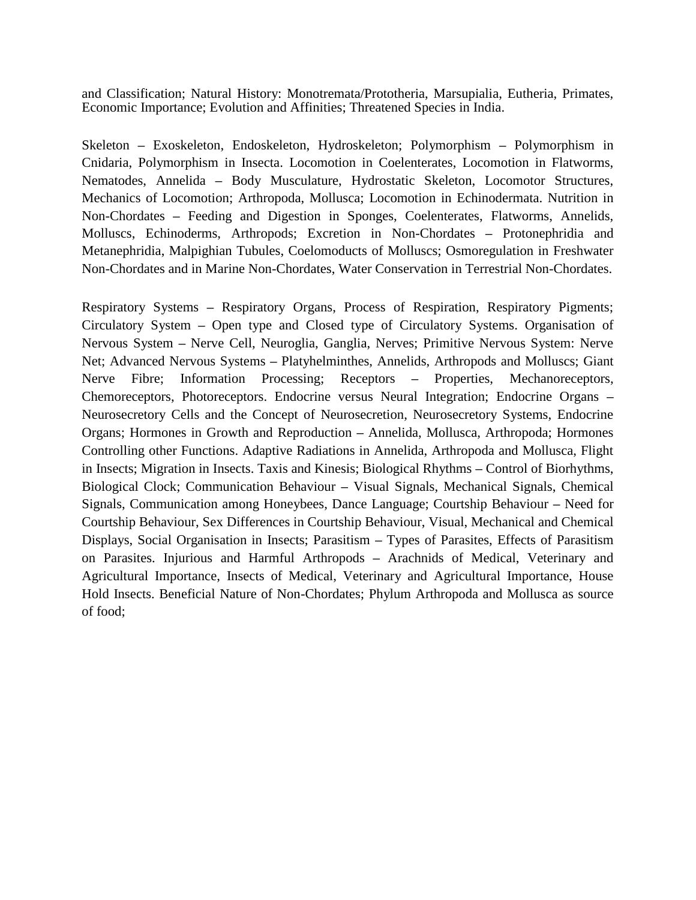and Classification; Natural History: Monotremata/Prototheria, Marsupialia, Eutheria, Primates, Economic Importance; Evolution and Affinities; Threatened Species in India.

Skeleton – Exoskeleton, Endoskeleton, Hydroskeleton; Polymorphism – Polymorphism in Cnidaria, Polymorphism in Insecta. Locomotion in Coelenterates, Locomotion in Flatworms, Nematodes, Annelida – Body Musculature, Hydrostatic Skeleton, Locomotor Structures, Mechanics of Locomotion; Arthropoda, Mollusca; Locomotion in Echinodermata. Nutrition in Non-Chordates – Feeding and Digestion in Sponges, Coelenterates, Flatworms, Annelids, Molluscs, Echinoderms, Arthropods; Excretion in Non-Chordates – Protonephridia and Metanephridia, Malpighian Tubules, Coelomoducts of Molluscs; Osmoregulation in Freshwater Non-Chordates and in Marine Non-Chordates, Water Conservation in Terrestrial Non-Chordates.

Respiratory Systems – Respiratory Organs, Process of Respiration, Respiratory Pigments; Circulatory System – Open type and Closed type of Circulatory Systems. Organisation of Nervous System – Nerve Cell, Neuroglia, Ganglia, Nerves; Primitive Nervous System: Nerve Net; Advanced Nervous Systems – Platyhelminthes, Annelids, Arthropods and Molluscs; Giant Nerve Fibre; Information Processing; Receptors – Properties, Mechanoreceptors, Chemoreceptors, Photoreceptors. Endocrine versus Neural Integration; Endocrine Organs – Neurosecretory Cells and the Concept of Neurosecretion, Neurosecretory Systems, Endocrine Organs; Hormones in Growth and Reproduction – Annelida, Mollusca, Arthropoda; Hormones Controlling other Functions. Adaptive Radiations in Annelida, Arthropoda and Mollusca, Flight in Insects; Migration in Insects. Taxis and Kinesis; Biological Rhythms – Control of Biorhythms, Biological Clock; Communication Behaviour – Visual Signals, Mechanical Signals, Chemical Signals, Communication among Honeybees, Dance Language; Courtship Behaviour – Need for Courtship Behaviour, Sex Differences in Courtship Behaviour, Visual, Mechanical and Chemical Displays, Social Organisation in Insects; Parasitism – Types of Parasites, Effects of Parasitism on Parasites. Injurious and Harmful Arthropods – Arachnids of Medical, Veterinary and Agricultural Importance, Insects of Medical, Veterinary and Agricultural Importance, House Hold Insects. Beneficial Nature of Non-Chordates; Phylum Arthropoda and Mollusca as source of food;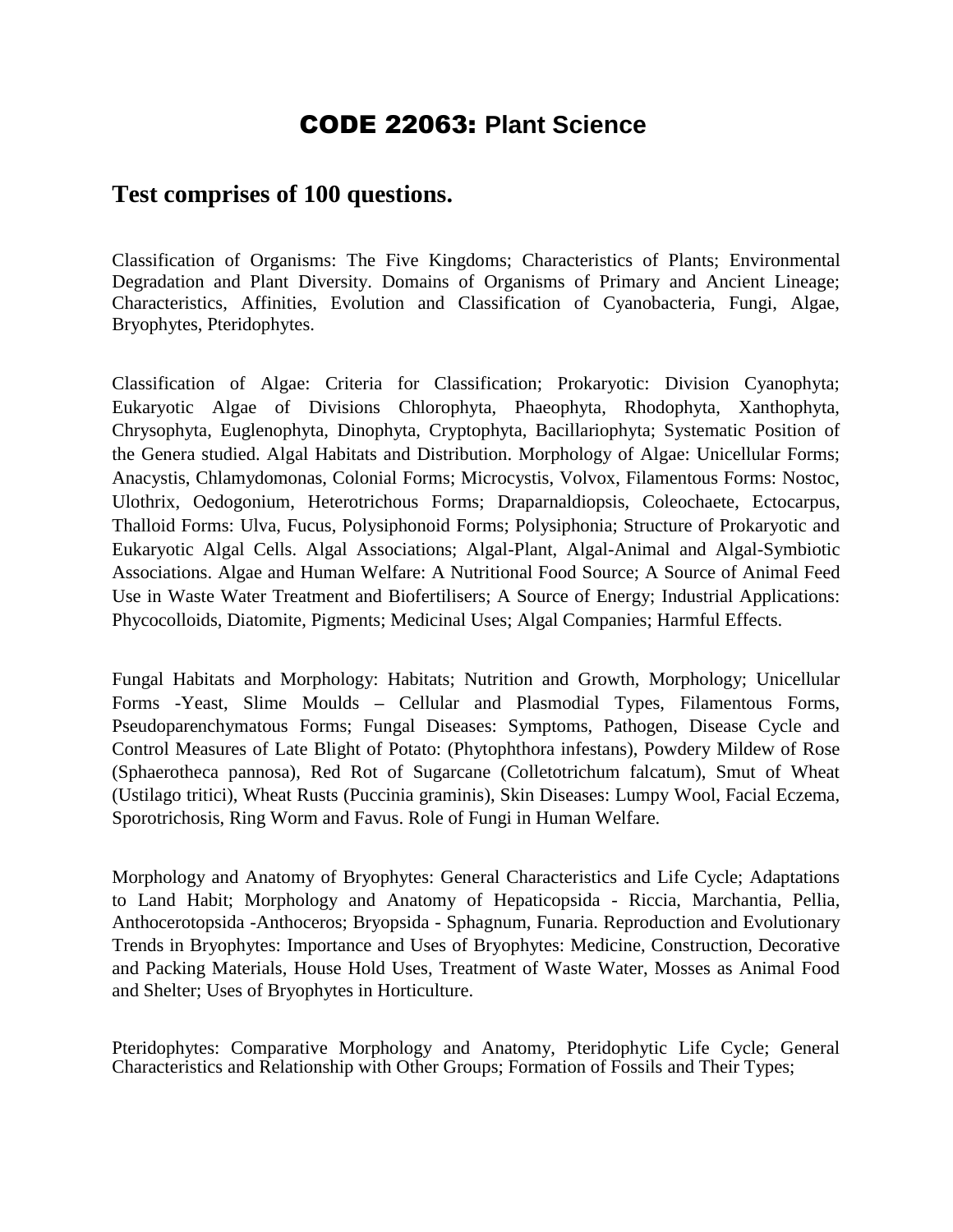# CODE 22063: Plant Science

## Test comprises of 100 questions.

Classification of Organisms: The Five Kingdoms; Characteristics of Plants; Environmental Degradation and Plant Diversity. Domains of Organisms of Primary and Ancient Lineage; Characteristics, Affinities, Evolution and Classification of Cyanobacteria, Fungi, Algae, Bryophytes, Pteridophytes.

Classification of Algae: Criteria for Classification; Prokaryotic: Division Cyanophyta; Eukaryotic Algae of Divisions Chlorophyta, Phaeophyta, Rhodophyta, Xanthophyta, Chrysophyta, Euglenophyta, Dinophyta, Cryptophyta, Bacillariophyta; Systematic Position of the Genera studied. Algal Habitats and Distribution. Morphology of Algae: Unicellular Forms; Anacystis, Chlamydomonas, Colonial Forms; Microcystis, Volvox, Filamentous Forms: Nostoc, Ulothrix, Oedogonium, Heterotrichous Forms; Draparnaldiopsis, Coleochaete, Ectocarpus, Thalloid Forms: Ulva, Fucus, Polysiphonoid Forms; Polysiphonia; Structure of Prokaryotic and Eukaryotic Algal Cells. Algal Associations; Algal-Plant, Algal-Animal and Algal-Symbiotic Associations. Algae and Human Welfare: A Nutritional Food Source; A Source of Animal Feed Use in Waste Water Treatment and Biofertilisers; A Source of Energy; Industrial Applications: Phycocolloids, Diatomite, Pigments; Medicinal Uses; Algal Companies; Harmful Effects.

Fungal Habitats and Morphology: Habitats; Nutrition and Growth, Morphology; Unicellular Forms -Yeast, Slime Moulds – Cellular and Plasmodial Types, Filamentous Forms, Pseudoparenchymatous Forms; Fungal Diseases: Symptoms, Pathogen, Disease Cycle and Control Measures of Late Blight of Potato: (Phytophthora infestans), Powdery Mildew of Rose (Sphaerotheca pannosa), Red Rot of Sugarcane (Colletotrichum falcatum), Smut of Wheat (Ustilago tritici), Wheat Rusts (Puccinia graminis), Skin Diseases: Lumpy Wool, Facial Eczema, Sporotrichosis, Ring Worm and Favus. Role of Fungi in Human Welfare.

Morphology and Anatomy of Bryophytes: General Characteristics and Life Cycle; Adaptations to Land Habit; Morphology and Anatomy of Hepaticopsida - Riccia, Marchantia, Pellia, Anthocerotopsida -Anthoceros; Bryopsida - Sphagnum, Funaria. Reproduction and Evolutionary Trends in Bryophytes: Importance and Uses of Bryophytes: Medicine, Construction, Decorative and Packing Materials, House Hold Uses, Treatment of Waste Water, Mosses as Animal Food and Shelter; Uses of Bryophytes in Horticulture.

Pteridophytes: Comparative Morphology and Anatomy, Pteridophytic Life Cycle; General Characteristics and Relationship with Other Groups; Formation of Fossils and Their Types;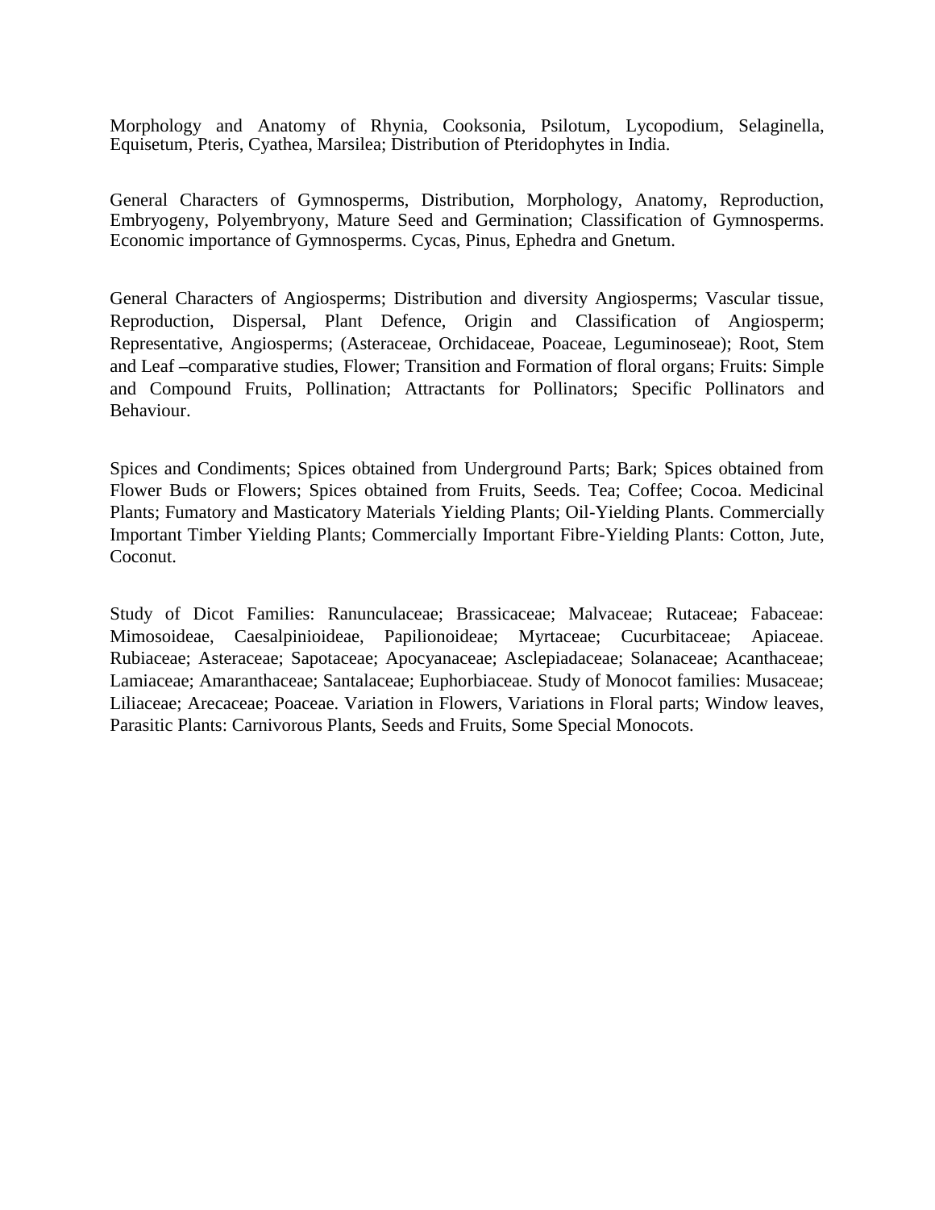Morphology and Anatomy of Rhynia, Cooksonia, Psilotum, Lycopodium, Selaginella, Equisetum, Pteris, Cyathea, Marsilea; Distribution of Pteridophytes in India.

General Characters of Gymnosperms, Distribution, Morphology, Anatomy, Reproduction, Embryogeny, Polyembryony, Mature Seed and Germination; Classification of Gymnosperms. Economic importance of Gymnosperms. Cycas, Pinus, Ephedra and Gnetum.

General Characters of Angiosperms; Distribution and diversity Angiosperms; Vascular tissue, Reproduction, Dispersal, Plant Defence, Origin and Classification of Angiosperm; Representative, Angiosperms; (Asteraceae, Orchidaceae, Poaceae, Leguminoseae); Root, Stem and Leaf –comparative studies, Flower; Transition and Formation of floral organs; Fruits: Simple and Compound Fruits, Pollination; Attractants for Pollinators; Specific Pollinators and Behaviour.

Spices and Condiments; Spices obtained from Underground Parts; Bark; Spices obtained from Flower Buds or Flowers; Spices obtained from Fruits, Seeds. Tea; Coffee; Cocoa. Medicinal Plants; Fumatory and Masticatory Materials Yielding Plants; Oil-Yielding Plants. Commercially Important Timber Yielding Plants; Commercially Important Fibre-Yielding Plants: Cotton, Jute, Coconut.

Study of Dicot Families: Ranunculaceae; Brassicaceae; Malvaceae; Rutaceae; Fabaceae: Mimosoideae, Caesalpinioideae, Papilionoideae; Myrtaceae; Cucurbitaceae; Apiaceae. Rubiaceae; Asteraceae; Sapotaceae; Apocyanaceae; Asclepiadaceae; Solanaceae; Acanthaceae; Lamiaceae; Amaranthaceae; Santalaceae; Euphorbiaceae. Study of Monocot families: Musaceae; Liliaceae; Arecaceae; Poaceae. Variation in Flowers, Variations in Floral parts; Window leaves, Parasitic Plants: Carnivorous Plants, Seeds and Fruits, Some Special Monocots.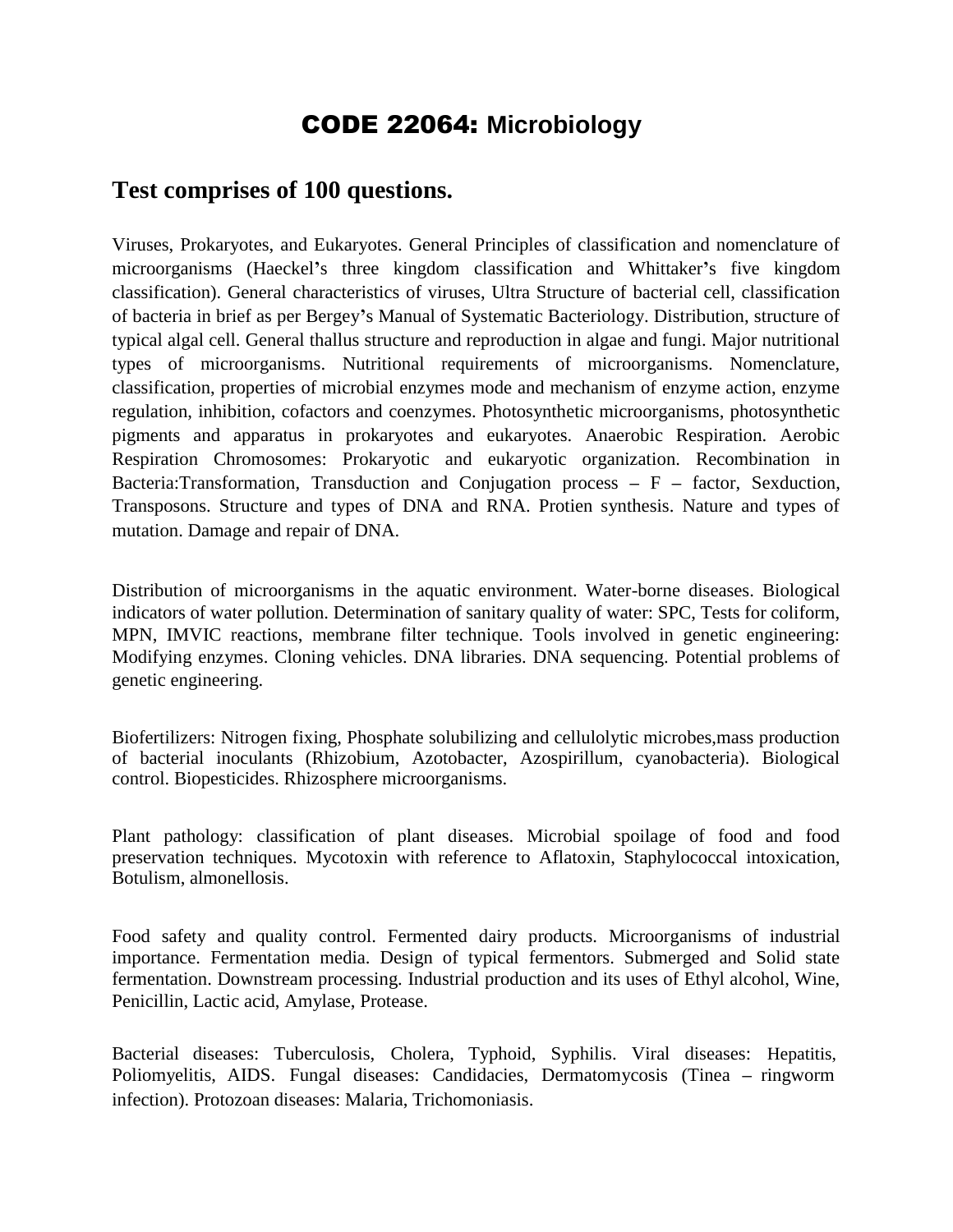# CODE 22064: Microbiology

## Test comprises of 100 questions.

Viruses, Prokaryotes, and Eukaryotes. General Principles of classification and nomenclature of microorganisms (Haeckel's three kingdom classification and Whittaker's five kingdom classification). General characteristics of viruses, Ultra Structure of bacterial cell, classification of bacteria in brief as per Bergey's Manual of Systematic Bacteriology. Distribution, structure of typical algal cell. General thallus structure and reproduction in algae and fungi. Major nutritional types of microorganisms. Nutritional requirements of microorganisms. Nomenclature, classification, properties of microbial enzymes mode and mechanism of enzyme action, enzyme regulation, inhibition, cofactors and coenzymes. Photosynthetic microorganisms, photosynthetic pigments and apparatus in prokaryotes and eukaryotes. Anaerobic Respiration. Aerobic Respiration Chromosomes: Prokaryotic and eukaryotic organization. Recombination in Bacteria:Transformation, Transduction and Conjugation process – F – factor, Sexduction, Transposons. Structure and types of DNA and RNA. Protien synthesis. Nature and types of mutation. Damage and repair of DNA.

Distribution of microorganisms in the aquatic environment. Water-borne diseases. Biological indicators of water pollution. Determination of sanitary quality of water: SPC, Tests for coliform, MPN, IMVIC reactions, membrane filter technique. Tools involved in genetic engineering: Modifying enzymes. Cloning vehicles. DNA libraries. DNA sequencing. Potential problems of genetic engineering.

Biofertilizers: Nitrogen fixing, Phosphate solubilizing and cellulolytic microbes,mass production of bacterial inoculants (Rhizobium, Azotobacter, Azospirillum, cyanobacteria). Biological control. Biopesticides. Rhizosphere microorganisms.

Plant pathology: classification of plant diseases. Microbial spoilage of food and food preservation techniques. Mycotoxin with reference to Aflatoxin, Staphylococcal intoxication, Botulism, almonellosis.

Food safety and quality control. Fermented dairy products. Microorganisms of industrial importance. Fermentation media. Design of typical fermentors. Submerged and Solid state fermentation. Downstream processing. Industrial production and its uses of Ethyl alcohol, Wine, Penicillin, Lactic acid, Amylase, Protease.

Bacterial diseases: Tuberculosis, Cholera, Typhoid, Syphilis. Viral diseases: Hepatitis, Poliomyelitis, AIDS. Fungal diseases: Candidacies, Dermatomycosis (Tinea – ringworm infection). Protozoan diseases: Malaria, Trichomoniasis.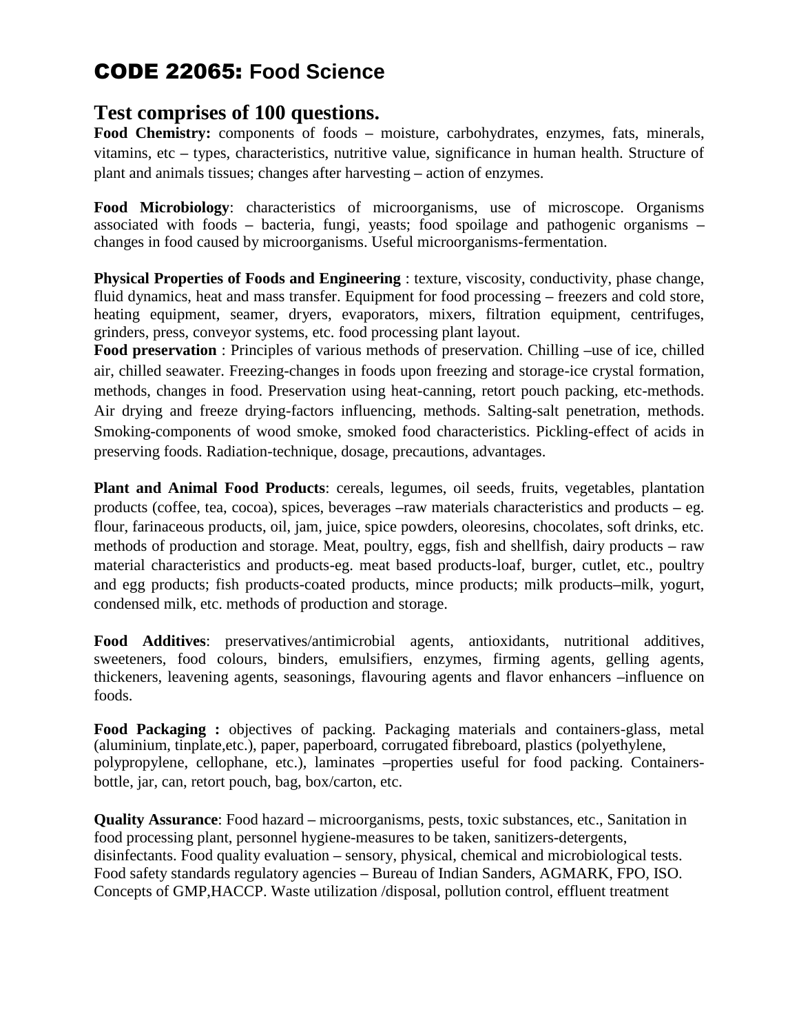# CODE 22065: Food Science

## Test comprises of 100 questions.

**Food Chemistry:** components of foods – moisture, carbohydrates, enzymes, fats, minerals, vitamins, etc – types, characteristics, nutritive value, significance in human health. Structure of plant and animals tissues; changes after harvesting – action of enzymes.

**Food Microbiology**: characteristics of microorganisms, use of microscope. Organisms associated with foods – bacteria, fungi, yeasts; food spoilage and pathogenic organisms – changes in food caused by microorganisms. Useful microorganisms-fermentation.

**Physical Properties of Foods and Engineering** : texture, viscosity, conductivity, phase change, fluid dynamics, heat and mass transfer. Equipment for food processing – freezers and cold store, heating equipment, seamer, dryers, evaporators, mixers, filtration equipment, centrifuges, grinders, press, conveyor systems, etc. food processing plant layout.

**Food preservation** : Principles of various methods of preservation. Chilling –use of ice, chilled air, chilled seawater. Freezing-changes in foods upon freezing and storage-ice crystal formation, methods, changes in food. Preservation using heat-canning, retort pouch packing, etc-methods. Air drying and freeze drying-factors influencing, methods. Salting-salt penetration, methods. Smoking-components of wood smoke, smoked food characteristics. Pickling-effect of acids in preserving foods. Radiation-technique, dosage, precautions, advantages.

**Plant and Animal Food Products**: cereals, legumes, oil seeds, fruits, vegetables, plantation products (coffee, tea, cocoa), spices, beverages –raw materials characteristics and products – eg. flour, farinaceous products, oil, jam, juice, spice powders, oleoresins, chocolates, soft drinks, etc. methods of production and storage. Meat, poultry, eggs, fish and shellfish, dairy products – raw material characteristics and products-eg. meat based products-loaf, burger, cutlet, etc., poultry and egg products; fish products-coated products, mince products; milk products–milk, yogurt, condensed milk, etc. methods of production and storage.

**Food Additives**: preservatives/antimicrobial agents, antioxidants, nutritional additives, sweeteners, food colours, binders, emulsifiers, enzymes, firming agents, gelling agents, thickeners, leavening agents, seasonings, flavouring agents and flavor enhancers –influence on foods.

**Food Packaging :** objectives of packing. Packaging materials and containers-glass, metal (aluminium, tinplate,etc.), paper, paperboard, corrugated fibreboard, plastics (polyethylene, polypropylene, cellophane, etc.), laminates –properties useful for food packing. Containers-bottle, jar, can, retort pouch, bag, box/carton, etc.

**Quality Assurance**: Food hazard – microorganisms, pests, toxic substances, etc., Sanitation in food processing plant, personnel hygiene-measures to be taken, sanitizers-detergents, disinfectants. Food quality evaluation – sensory, physical, chemical and microbiological tests. Food safety standards regulatory agencies – Bureau of Indian Sanders, AGMARK, FPO, ISO. Concepts of GMP,HACCP. Waste utilization /disposal, pollution control, effluent treatment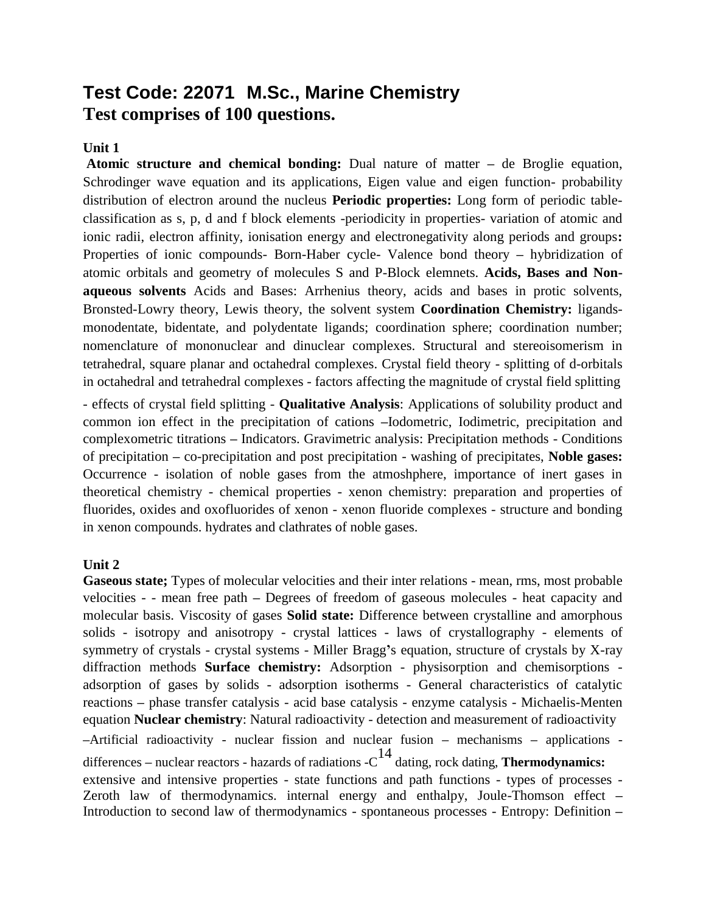# Test Code: 22071 M.Sc., Marine Chemistry

# Test comprises of 100 questions.

**Unit 1**

**Atomic structure and chemical bonding:** Dual nature of matter – de Broglie equation, Schrodinger wave equation and its applications, Eigen value and eigen function- probability distribution of electron around the nucleus **Periodic properties:** Long form of periodic table- classification as s, p, d and f block elements -periodicity in properties- variation of atomic and ionic radii, electron affinity, ionisation energy and electronegativity along periods and groups**:** Properties of ionic compounds- Born-Haber cycle- Valence bond theory – hybridization of atomic orbitals and geometry of molecules S and P-Block elemnets. **Acids, Bases and Non-aqueous solvents** Acids and Bases: Arrhenius theory, acids and bases in protic solvents, Bronsted-Lowry theory, Lewis theory, the solvent system **Coordination Chemistry:** ligands- monodentate, bidentate, and polydentate ligands; coordination sphere; coordination number; nomenclature of mononuclear and dinuclear complexes. Structural and stereoisomerism in tetrahedral, square planar and octahedral complexes. Crystal field theory - splitting of d-orbitals in octahedral and tetrahedral complexes - factors affecting the magnitude of crystal field splitting - effects of crystal field splitting - **Qualitative Analysis**: Applications of solubility product and common ion effect in the precipitation of cations –Iodometric, Iodimetric, precipitation and complexometric titrations – Indicators. Gravimetric analysis: Precipitation methods - Conditions of precipitation – co-precipitation and post precipitation - washing of precipitates, **Noble gases:** Occurrence - isolation of noble gases from the atmoshphere, importance of inert gases in theoretical chemistry - chemical properties - xenon chemistry: preparation and properties of fluorides, oxides and oxofluorides of xenon - xenon fluoride complexes - structure and bonding in xenon compounds. hydrates and clathrates of noble gases.

**Unit 2**

**Gaseous state;** Types of molecular velocities and their inter relations - mean, rms, most probable velocities - - mean free path – Degrees of freedom of gaseous molecules - heat capacity and molecular basis. Viscosity of gases **Solid state:** Difference between crystalline and amorphous solids - isotropy and anisotropy - crystal lattices - laws of crystallography - elements of symmetry of crystals - crystal systems - Miller Bragg's equation, structure of crystals by X-ray diffraction methods **Surface chemistry:** Adsorption - physisorption and chemisorptions - adsorption of gases by solids - adsorption isotherms - General characteristics of catalytic reactions – phase transfer catalysis - acid base catalysis - enzyme catalysis - Michaelis-Menten equation **Nuclear chemistry**: Natural radioactivity - detection and measurement of radioactivity –Artificial radioactivity - nuclear fission and nuclear fusion – mechanisms – applications - differences – nuclear reactors - hazards of radiations -$C^{14}$ dating, rock dating, **Thermodynamics:** extensive and intensive properties - state functions and path functions - types of processes - Zeroth law of thermodynamics. internal energy and enthalpy, Joule-Thomson effect – Introduction to second law of thermodynamics - spontaneous processes - Entropy: Definition –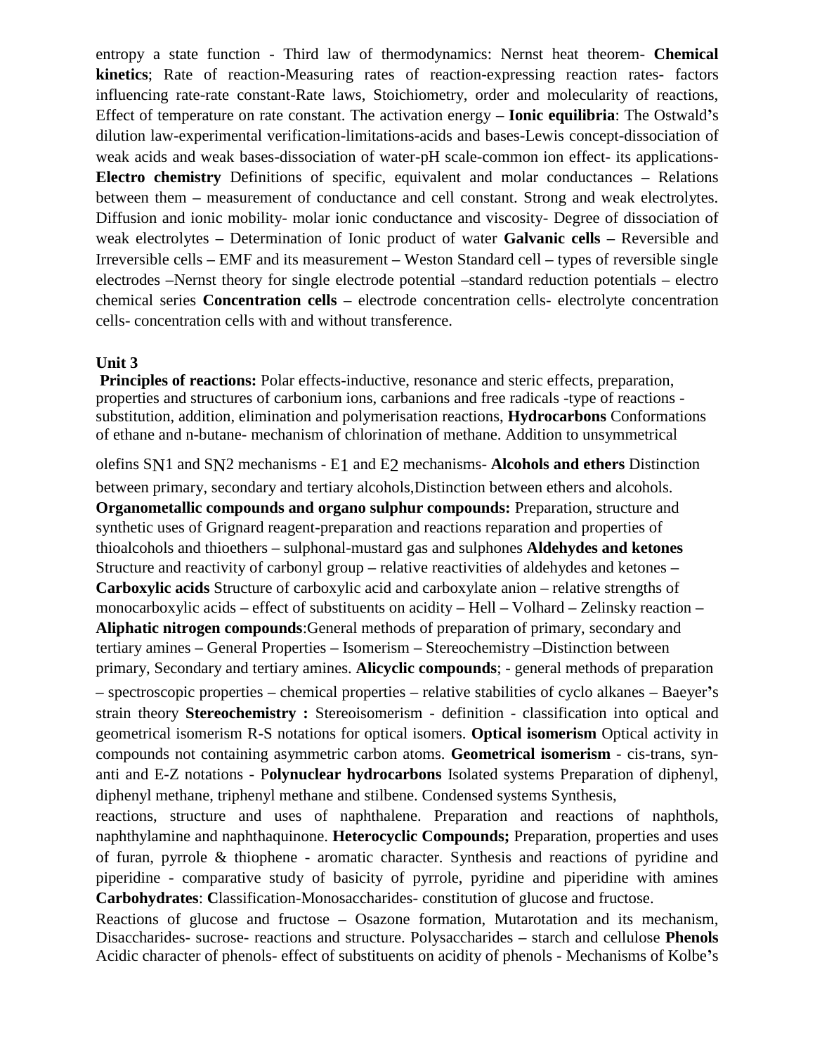entropy a state function - Third law of thermodynamics: Nernst heat theorem- **Chemical kinetics**; Rate of reaction-Measuring rates of reaction-expressing reaction rates- factors influencing rate-rate constant-Rate laws, Stoichiometry, order and molecularity of reactions, Effect of temperature on rate constant. The activation energy – **Ionic equilibria**: The Ostwald's dilution law-experimental verification-limitations-acids and bases-Lewis concept-dissociation of weak acids and weak bases-dissociation of water-pH scale-common ion effect- its applications- **Electro chemistry** Definitions of specific, equivalent and molar conductances – Relations between them – measurement of conductance and cell constant. Strong and weak electrolytes. Diffusion and ionic mobility- molar ionic conductance and viscosity- Degree of dissociation of weak electrolytes – Determination of Ionic product of water **Galvanic cells** – Reversible and Irreversible cells – EMF and its measurement – Weston Standard cell – types of reversible single electrodes –Nernst theory for single electrode potential –standard reduction potentials – electro chemical series **Concentration cells** – electrode concentration cells- electrolyte concentration cells- concentration cells with and without transference.

**Unit 3**

**Principles of reactions:** Polar effects-inductive, resonance and steric effects, preparation, properties and structures of carbonium ions, carbanions and free radicals -type of reactions - substitution, addition, elimination and polymerisation reactions, **Hydrocarbons** Conformations of ethane and n-butane- mechanism of chlorination of methane. Addition to unsymmetrical olefins $S_N1$ and $S_N2$ mechanisms - $E_1$ and $E_2$ mechanisms- **Alcohols and ethers** Distinction between primary, secondary and tertiary alcohols,Distinction between ethers and alcohols. **Organometallic compounds and organo sulphur compounds:** Preparation, structure and synthetic uses of Grignard reagent-preparation and reactions reparation and properties of thioalcohols and thioethers – sulphonal-mustard gas and sulphones **Aldehydes and ketones** Structure and reactivity of carbonyl group – relative reactivities of aldehydes and ketones – **Carboxylic acids** Structure of carboxylic acid and carboxylate anion – relative strengths of monocarboxylic acids – effect of substituents on acidity – Hell – Volhard – Zelinsky reaction – **Aliphatic nitrogen compounds**:General methods of preparation of primary, secondary and tertiary amines – General Properties – Isomerism – Stereochemistry –Distinction between primary, Secondary and tertiary amines. **Alicyclic compounds**; - general methods of preparation – spectroscopic properties – chemical properties – relative stabilities of cyclo alkanes – Baeyer's strain theory **Stereochemistry :** Stereoisomerism - definition - classification into optical and geometrical isomerism R-S notations for optical isomers. **Optical isomerism** Optical activity in compounds not containing asymmetric carbon atoms. **Geometrical isomerism** - cis-trans, syn-anti and E-Z notations - P**olynuclear hydrocarbons** Isolated systems Preparation of diphenyl, diphenyl methane, triphenyl methane and stilbene. Condensed systems Synthesis, reactions, structure and uses of naphthalene. Preparation and reactions of naphthols, naphthylamine and naphthaquinone. **Heterocyclic Compounds;** Preparation, properties and uses of furan, pyrrole & thiophene - aromatic character. Synthesis and reactions of pyridine and piperidine - comparative study of basicity of pyrrole, pyridine and piperidine with amines **Carbohydrates**: **C**lassification-Monosaccharides- constitution of glucose and fructose.

Reactions of glucose and fructose – Osazone formation, Mutarotation and its mechanism, Disaccharides- sucrose- reactions and structure. Polysaccharides – starch and cellulose **Phenols** Acidic character of phenols- effect of substituents on acidity of phenols - Mechanisms of Kolbe's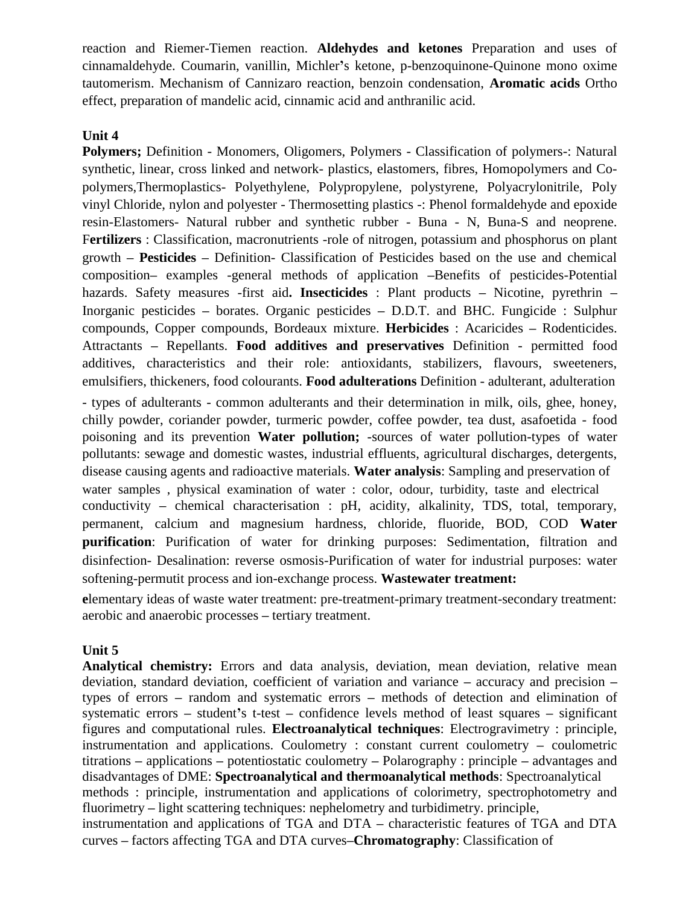reaction and Riemer-Tiemen reaction. **Aldehydes and ketones** Preparation and uses of cinnamaldehyde. Coumarin, vanillin, Michler's ketone, p-benzoquinone-Quinone mono oxime tautomerism. Mechanism of Cannizaro reaction, benzoin condensation, **Aromatic acids** Ortho effect, preparation of mandelic acid, cinnamic acid and anthranilic acid.

### Unit 4

**Polymers;** Definition - Monomers, Oligomers, Polymers - Classification of polymers-: Natural synthetic, linear, cross linked and network- plastics, elastomers, fibres, Homopolymers and Co-polymers,Thermoplastics- Polyethylene, Polypropylene, polystyrene, Polyacrylonitrile, Poly vinyl Chloride, nylon and polyester - Thermosetting plastics -: Phenol formaldehyde and epoxide resin-Elastomers- Natural rubber and synthetic rubber - Buna - N, Buna-S and neoprene. F**ertilizers** : Classification, macronutrients -role of nitrogen, potassium and phosphorus on plant growth – **Pesticides** – Definition- Classification of Pesticides based on the use and chemical composition– examples -general methods of application –Benefits of pesticides-Potential hazards. Safety measures -first aid**. Insecticides** : Plant products – Nicotine, pyrethrin – Inorganic pesticides – borates. Organic pesticides – D.D.T. and BHC. Fungicide : Sulphur compounds, Copper compounds, Bordeaux mixture. **Herbicides** : Acaricides – Rodenticides. Attractants – Repellants. **Food additives and preservatives** Definition - permitted food additives, characteristics and their role: antioxidants, stabilizers, flavours, sweeteners, emulsifiers, thickeners, food colourants. **Food adulterations** Definition - adulterant, adulteration

- types of adulterants - common adulterants and their determination in milk, oils, ghee, honey, chilly powder, coriander powder, turmeric powder, coffee powder, tea dust, asafoetida - food poisoning and its prevention **Water pollution;** -sources of water pollution-types of water pollutants: sewage and domestic wastes, industrial effluents, agricultural discharges, detergents, disease causing agents and radioactive materials. **Water analysis**: Sampling and preservation of water samples , physical examination of water : color, odour, turbidity, taste and electrical conductivity – chemical characterisation : pH, acidity, alkalinity, TDS, total, temporary, permanent, calcium and magnesium hardness, chloride, fluoride, BOD, COD **Water purification**: Purification of water for drinking purposes: Sedimentation, filtration and disinfection- Desalination: reverse osmosis-Purification of water for industrial purposes: water softening-permutit process and ion-exchange process. **Wastewater treatment:**

**e**lementary ideas of waste water treatment: pre-treatment-primary treatment-secondary treatment: aerobic and anaerobic processes – tertiary treatment.

### Unit 5

**Analytical chemistry:** Errors and data analysis, deviation, mean deviation, relative mean deviation, standard deviation, coefficient of variation and variance – accuracy and precision – types of errors – random and systematic errors – methods of detection and elimination of systematic errors – student's t-test – confidence levels method of least squares – significant figures and computational rules. **Electroanalytical techniques**: Electrogravimetry : principle, instrumentation and applications. Coulometry : constant current coulometry – coulometric titrations – applications – potentiostatic coulometry – Polarography : principle – advantages and disadvantages of DME: **Spectroanalytical and thermoanalytical methods**: Spectroanalytical methods : principle, instrumentation and applications of colorimetry, spectrophotometry and fluorimetry – light scattering techniques: nephelometry and turbidimetry. principle, instrumentation and applications of TGA and DTA – characteristic features of TGA and DTA curves – factors affecting TGA and DTA curves–**Chromatography**: Classification of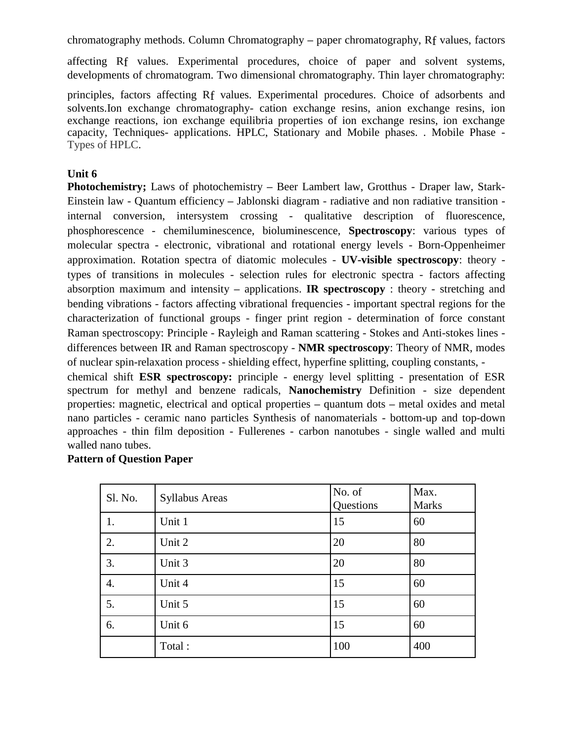chromatography methods. Column Chromatography – paper chromatography, Rƒ values, factors affecting Rƒ values. Experimental procedures, choice of paper and solvent systems, developments of chromatogram. Two dimensional chromatography. Thin layer chromatography: principles, factors affecting Rƒ values. Experimental procedures. Choice of adsorbents and solvents.Ion exchange chromatography- cation exchange resins, anion exchange resins, ion exchange reactions, ion exchange equilibria properties of ion exchange resins, ion exchange capacity, Techniques- applications. HPLC, Stationary and Mobile phases. . Mobile Phase - Types of HPLC.

**Unit 6**

**Photochemistry;** Laws of photochemistry – Beer Lambert law, Grotthus - Draper law, Stark-Einstein law - Quantum efficiency – Jablonski diagram - radiative and non radiative transition - internal conversion, intersystem crossing - qualitative description of fluorescence, phosphorescence - chemiluminescence, bioluminescence, **Spectroscopy**: various types of molecular spectra - electronic, vibrational and rotational energy levels - Born-Oppenheimer approximation. Rotation spectra of diatomic molecules - **UV-visible spectroscopy**: theory - types of transitions in molecules - selection rules for electronic spectra - factors affecting absorption maximum and intensity – applications. **IR spectroscopy** : theory - stretching and bending vibrations - factors affecting vibrational frequencies - important spectral regions for the characterization of functional groups - finger print region - determination of force constant Raman spectroscopy: Principle - Rayleigh and Raman scattering - Stokes and Anti-stokes lines - differences between IR and Raman spectroscopy - **NMR spectroscopy**: Theory of NMR, modes of nuclear spin-relaxation process - shielding effect, hyperfine splitting, coupling constants, - chemical shift **ESR spectroscopy:** principle - energy level splitting - presentation of ESR spectrum for methyl and benzene radicals, **Nanochemistry** Definition - size dependent properties: magnetic, electrical and optical properties – quantum dots – metal oxides and metal nano particles - ceramic nano particles Synthesis of nanomaterials - bottom-up and top-down approaches - thin film deposition - Fullerenes - carbon nanotubes - single walled and multi walled nano tubes.

**Pattern of Question Paper**

| Sl. No. | Syllabus Areas | No. of Questions | Max. Marks |
|---|---|---|---|
| 1. | Unit 1 | 15 | 60 |
| 2. | Unit 2 | 20 | 80 |
| 3. | Unit 3 | 20 | 80 |
| 4. | Unit 4 | 15 | 60 |
| 5. | Unit 5 | 15 | 60 |
| 6. | Unit 6 | 15 | 60 |
| | Total : | 100 | 400 |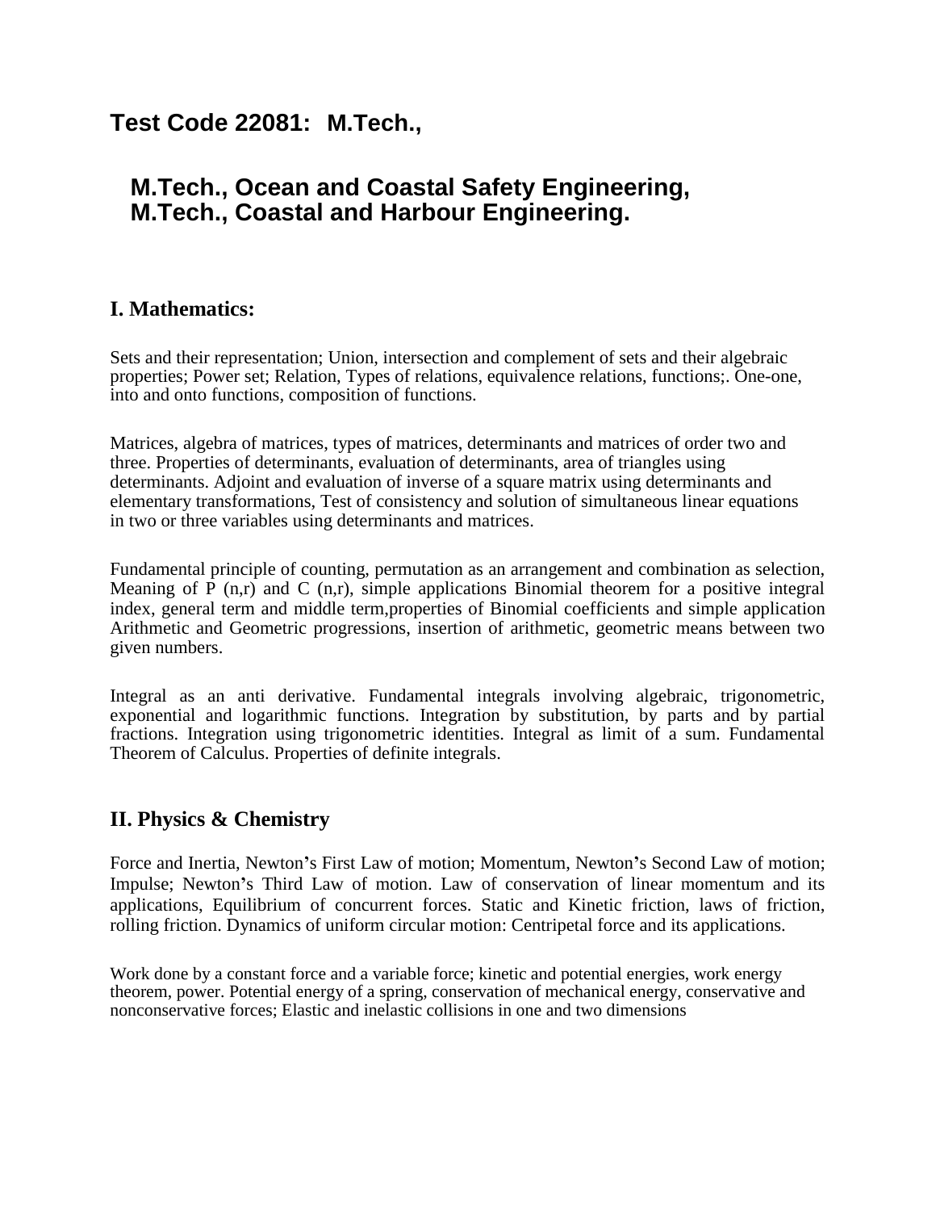## Test Code 22081: M.Tech.,

### M.Tech., Ocean and Coastal Safety Engineering, M.Tech., Coastal and Harbour Engineering.

### I. Mathematics:

Sets and their representation; Union, intersection and complement of sets and their algebraic properties; Power set; Relation, Types of relations, equivalence relations, functions;. One-one, into and onto functions, composition of functions.

Matrices, algebra of matrices, types of matrices, determinants and matrices of order two and three. Properties of determinants, evaluation of determinants, area of triangles using determinants. Adjoint and evaluation of inverse of a square matrix using determinants and elementary transformations, Test of consistency and solution of simultaneous linear equations in two or three variables using determinants and matrices.

Fundamental principle of counting, permutation as an arrangement and combination as selection, Meaning of P (n,r) and C (n,r), simple applications Binomial theorem for a positive integral index, general term and middle term,properties of Binomial coefficients and simple application Arithmetic and Geometric progressions, insertion of arithmetic, geometric means between two given numbers.

Integral as an anti derivative. Fundamental integrals involving algebraic, trigonometric, exponential and logarithmic functions. Integration by substitution, by parts and by partial fractions. Integration using trigonometric identities. Integral as limit of a sum. Fundamental Theorem of Calculus. Properties of definite integrals.

### II. Physics & Chemistry

Force and Inertia, Newton's First Law of motion; Momentum, Newton's Second Law of motion; Impulse; Newton's Third Law of motion. Law of conservation of linear momentum and its applications, Equilibrium of concurrent forces. Static and Kinetic friction, laws of friction, rolling friction. Dynamics of uniform circular motion: Centripetal force and its applications.

Work done by a constant force and a variable force; kinetic and potential energies, work energy theorem, power. Potential energy of a spring, conservation of mechanical energy, conservative and nonconservative forces; Elastic and inelastic collisions in one and two dimensions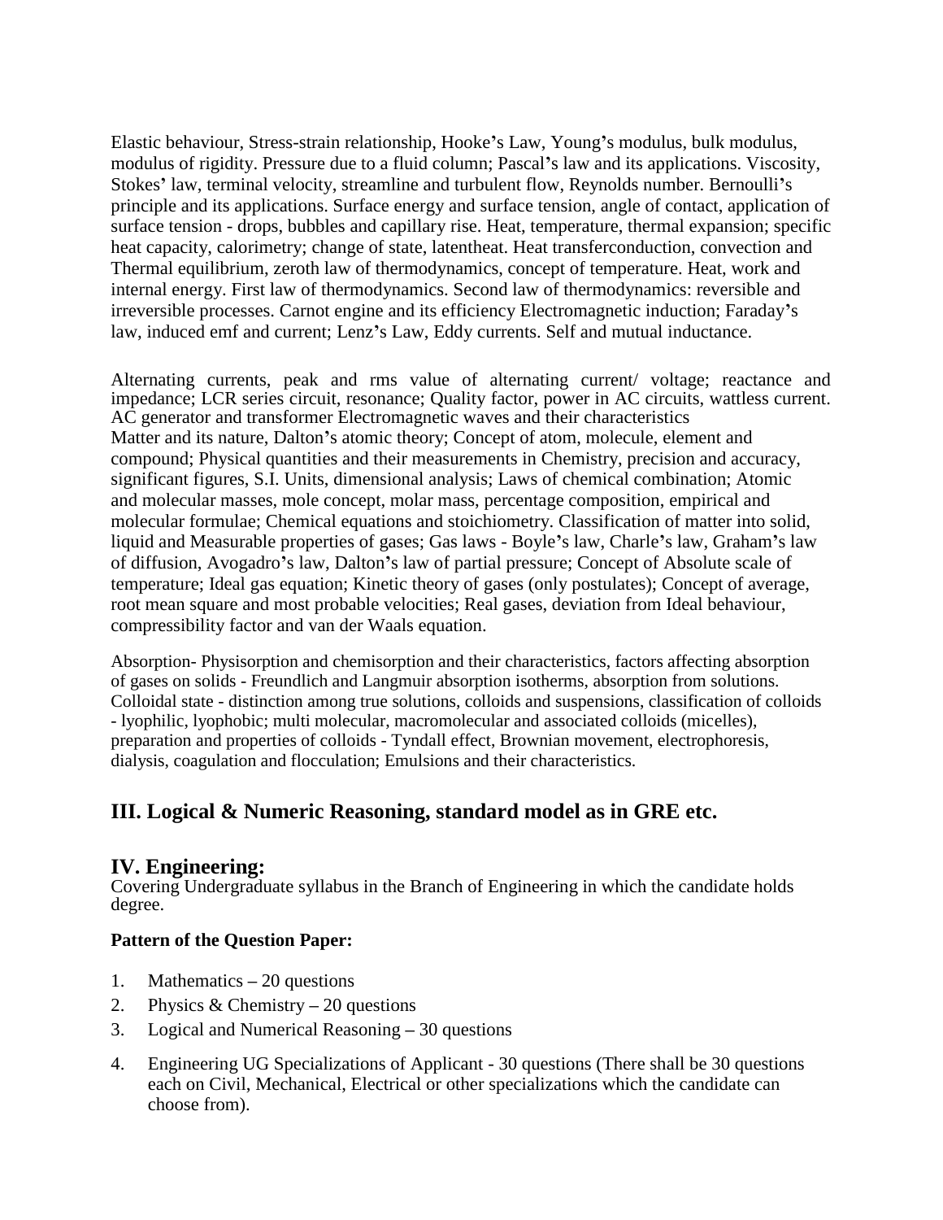Elastic behaviour, Stress-strain relationship, Hooke's Law, Young's modulus, bulk modulus, modulus of rigidity. Pressure due to a fluid column; Pascal's law and its applications. Viscosity, Stokes' law, terminal velocity, streamline and turbulent flow, Reynolds number. Bernoulli's principle and its applications. Surface energy and surface tension, angle of contact, application of surface tension - drops, bubbles and capillary rise. Heat, temperature, thermal expansion; specific heat capacity, calorimetry; change of state, latentheat. Heat transferconduction, convection and Thermal equilibrium, zeroth law of thermodynamics, concept of temperature. Heat, work and internal energy. First law of thermodynamics. Second law of thermodynamics: reversible and irreversible processes. Carnot engine and its efficiency Electromagnetic induction; Faraday's law, induced emf and current; Lenz's Law, Eddy currents. Self and mutual inductance.

Alternating currents, peak and rms value of alternating current/ voltage; reactance and impedance; LCR series circuit, resonance; Quality factor, power in AC circuits, wattless current. AC generator and transformer Electromagnetic waves and their characteristics
Matter and its nature, Dalton's atomic theory; Concept of atom, molecule, element and compound; Physical quantities and their measurements in Chemistry, precision and accuracy, significant figures, S.I. Units, dimensional analysis; Laws of chemical combination; Atomic and molecular masses, mole concept, molar mass, percentage composition, empirical and molecular formulae; Chemical equations and stoichiometry. Classification of matter into solid, liquid and Measurable properties of gases; Gas laws - Boyle's law, Charle's law, Graham's law of diffusion, Avogadro's law, Dalton's law of partial pressure; Concept of Absolute scale of temperature; Ideal gas equation; Kinetic theory of gases (only postulates); Concept of average, root mean square and most probable velocities; Real gases, deviation from Ideal behaviour, compressibility factor and van der Waals equation.

Absorption- Physisorption and chemisorption and their characteristics, factors affecting absorption of gases on solids - Freundlich and Langmuir absorption isotherms, absorption from solutions. Colloidal state - distinction among true solutions, colloids and suspensions, classification of colloids - lyophilic, lyophobic; multi molecular, macromolecular and associated colloids (micelles), preparation and properties of colloids - Tyndall effect, Brownian movement, electrophoresis, dialysis, coagulation and flocculation; Emulsions and their characteristics.

## III. Logical & Numeric Reasoning, standard model as in GRE etc.

## IV. Engineering:

Covering Undergraduate syllabus in the Branch of Engineering in which the candidate holds degree.

**Pattern of the Question Paper:**

1. Mathematics – 20 questions
2. Physics & Chemistry – 20 questions
3. Logical and Numerical Reasoning – 30 questions
4. Engineering UG Specializations of Applicant - 30 questions (There shall be 30 questions each on Civil, Mechanical, Electrical or other specializations which the candidate can choose from).